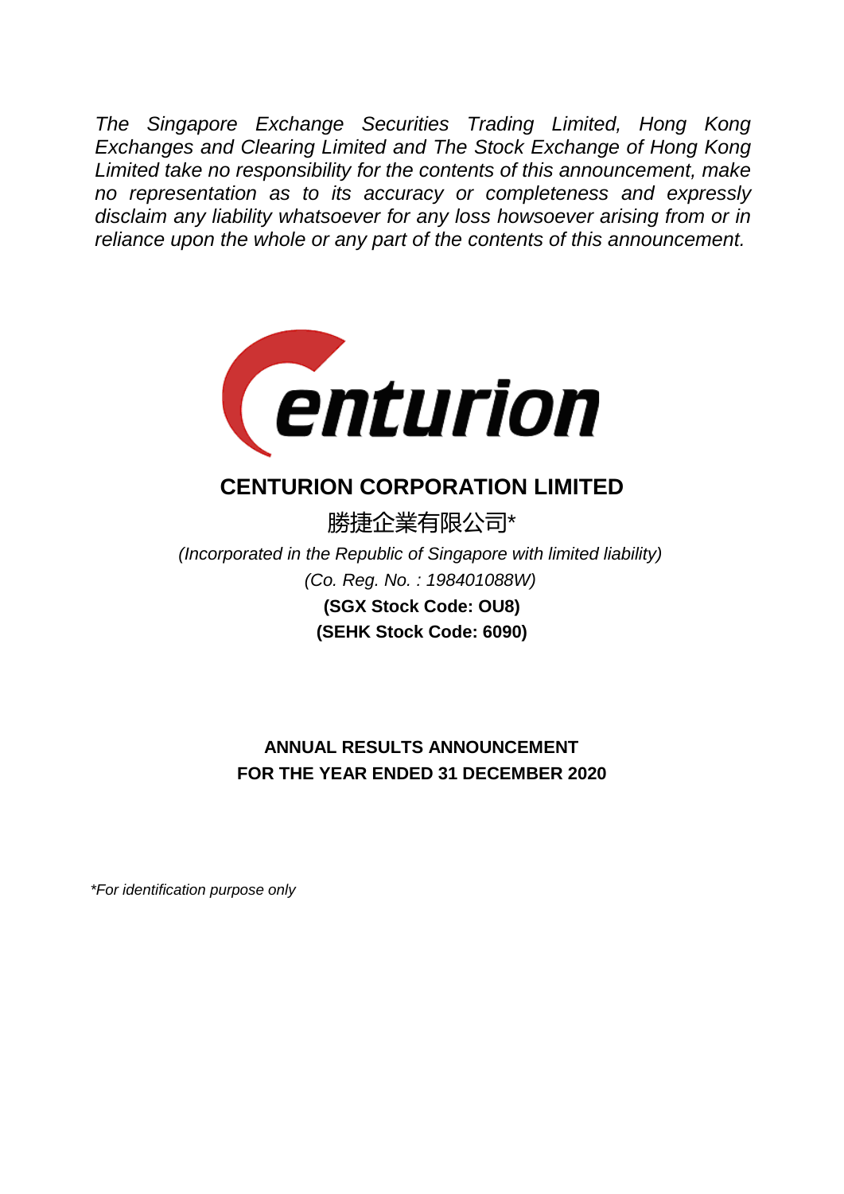*The Singapore Exchange Securities Trading Limited, Hong Kong Exchanges and Clearing Limited and The Stock Exchange of Hong Kong Limited take no responsibility for the contents of this announcement, make no representation as to its accuracy or completeness and expressly disclaim any liability whatsoever for any loss howsoever arising from or in reliance upon the whole or any part of the contents of this announcement.*

# CENTURION CORPORATION LIMITED

勝捷企業有限公司*

*(Incorporated in the Republic of Singapore with limited liability)*

*(Co. Reg. No. : 198401088W)*

**(SGX Stock Code: OU8)**

**(SEHK Stock Code: 6090)**

## ANNUAL RESULTS ANNOUNCEMENT
## FOR THE YEAR ENDED 31 DECEMBER 2020

*\*For identification purpose only*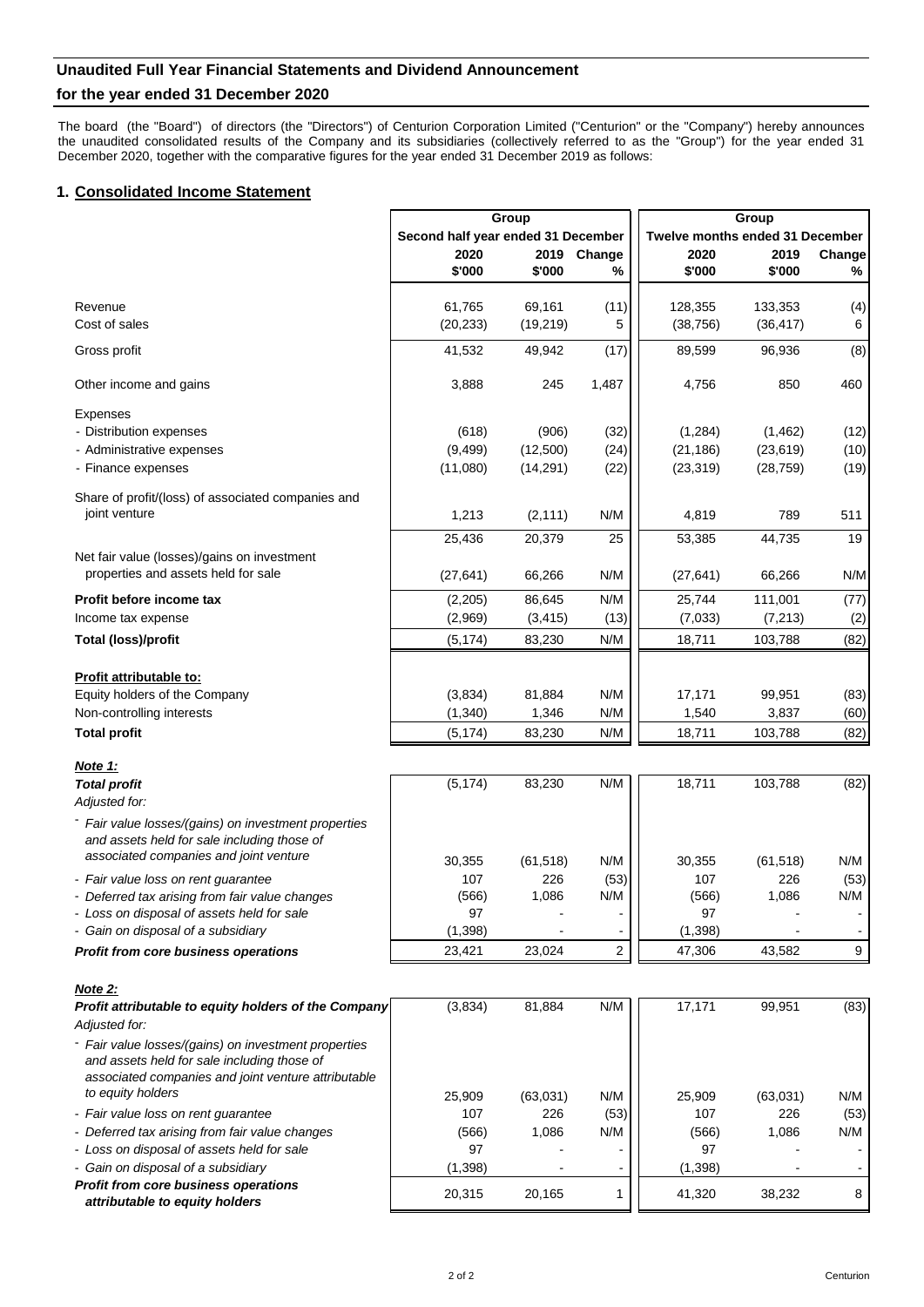## Unaudited Full Year Financial Statements and Dividend Announcement

## for the year ended 31 December 2020

The board (the "Board") of directors (the "Directors") of Centurion Corporation Limited ("Centurion" or the "Company") hereby announces the unaudited consolidated results of the Company and its subsidiaries (collectively referred to as the "Group") for the year ended 31 December 2020, together with the comparative figures for the year ended 31 December 2019 as follows:

### 1. Consolidated Income Statement

| | Group | | | Group | | |
|---|---|---|---|---|---|---|
| | Second half year ended 31 December | | | Twelve months ended 31 December | | |
| | 2020 | 2019 | Change | 2020 | 2019 | Change |
| | $'000 | $'000 | % | $'000 | $'000 | % |
| Revenue | 61,765 | 69,161 | (11) | 128,355 | 133,353 | (4) |
| Cost of sales | (20,233) | (19,219) | 5 | (38,756) | (36,417) | 6 |
| Gross profit | 41,532 | 49,942 | (17) | 89,599 | 96,936 | (8) |
| Other income and gains | 3,888 | 245 | 1,487 | 4,756 | 850 | 460 |
| Expenses | | | | | | |
| - Distribution expenses | (618) | (906) | (32) | (1,284) | (1,462) | (12) |
| - Administrative expenses | (9,499) | (12,500) | (24) | (21,186) | (23,619) | (10) |
| - Finance expenses | (11,080) | (14,291) | (22) | (23,319) | (28,759) | (19) |
| Share of profit/(loss) of associated companies and joint venture | 1,213 | (2,111) | N/M | 4,819 | 789 | 511 |
| | 25,436 | 20,379 | 25 | 53,385 | 44,735 | 19 |
| Net fair value (losses)/gains on investment properties and assets held for sale | (27,641) | 66,266 | N/M | (27,641) | 66,266 | N/M |
| **Profit before income tax** | (2,205) | 86,645 | N/M | 25,744 | 111,001 | (77) |
| Income tax expense | (2,969) | (3,415) | (13) | (7,033) | (7,213) | (2) |
| **Total (loss)/profit** | (5,174) | 83,230 | N/M | 18,711 | 103,788 | (82) |
| **Profit attributable to:** | | | | | | |
| Equity holders of the Company | (3,834) | 81,884 | N/M | 17,171 | 99,951 | (83) |
| Non-controlling interests | (1,340) | 1,346 | N/M | 1,540 | 3,837 | (60) |
| **Total profit** | (5,174) | 83,230 | N/M | 18,711 | 103,788 | (82) |

***Note 1:***

| | | | | | | |
|---|---|---|---|---|---|---|
| ***Total profit*** | (5,174) | 83,230 | N/M | 18,711 | 103,788 | (82) |
| *Adjusted for:* | | | | | | |
| *- Fair value losses/(gains) on investment properties and assets held for sale including those of associated companies and joint venture* | 30,355 | (61,518) | N/M | 30,355 | (61,518) | N/M |
| *- Fair value loss on rent guarantee* | 107 | 226 | (53) | 107 | 226 | (53) |
| *- Deferred tax arising from fair value changes* | (566) | 1,086 | N/M | (566) | 1,086 | N/M |
| *- Loss on disposal of assets held for sale* | 97 | - | - | 97 | - | - |
| *- Gain on disposal of a subsidiary* | (1,398) | - | - | (1,398) | - | - |
| ***Profit from core business operations*** | 23,421 | 23,024 | 2 | 47,306 | 43,582 | 9 |

***Note 2:***

| | | | | | | |
|---|---|---|---|---|---|---|
| ***Profit attributable to equity holders of the Company*** | (3,834) | 81,884 | N/M | 17,171 | 99,951 | (83) |
| *Adjusted for:* | | | | | | |
| *- Fair value losses/(gains) on investment properties and assets held for sale including those of associated companies and joint venture attributable to equity holders* | 25,909 | (63,031) | N/M | 25,909 | (63,031) | N/M |
| *- Fair value loss on rent guarantee* | 107 | 226 | (53) | 107 | 226 | (53) |
| *- Deferred tax arising from fair value changes* | (566) | 1,086 | N/M | (566) | 1,086 | N/M |
| *- Loss on disposal of assets held for sale* | 97 | - | - | 97 | - | - |
| *- Gain on disposal of a subsidiary* | (1,398) | - | - | (1,398) | - | - |
| ***Profit from core business operations attributable to equity holders*** | 20,315 | 20,165 | 1 | 41,320 | 38,232 | 8 |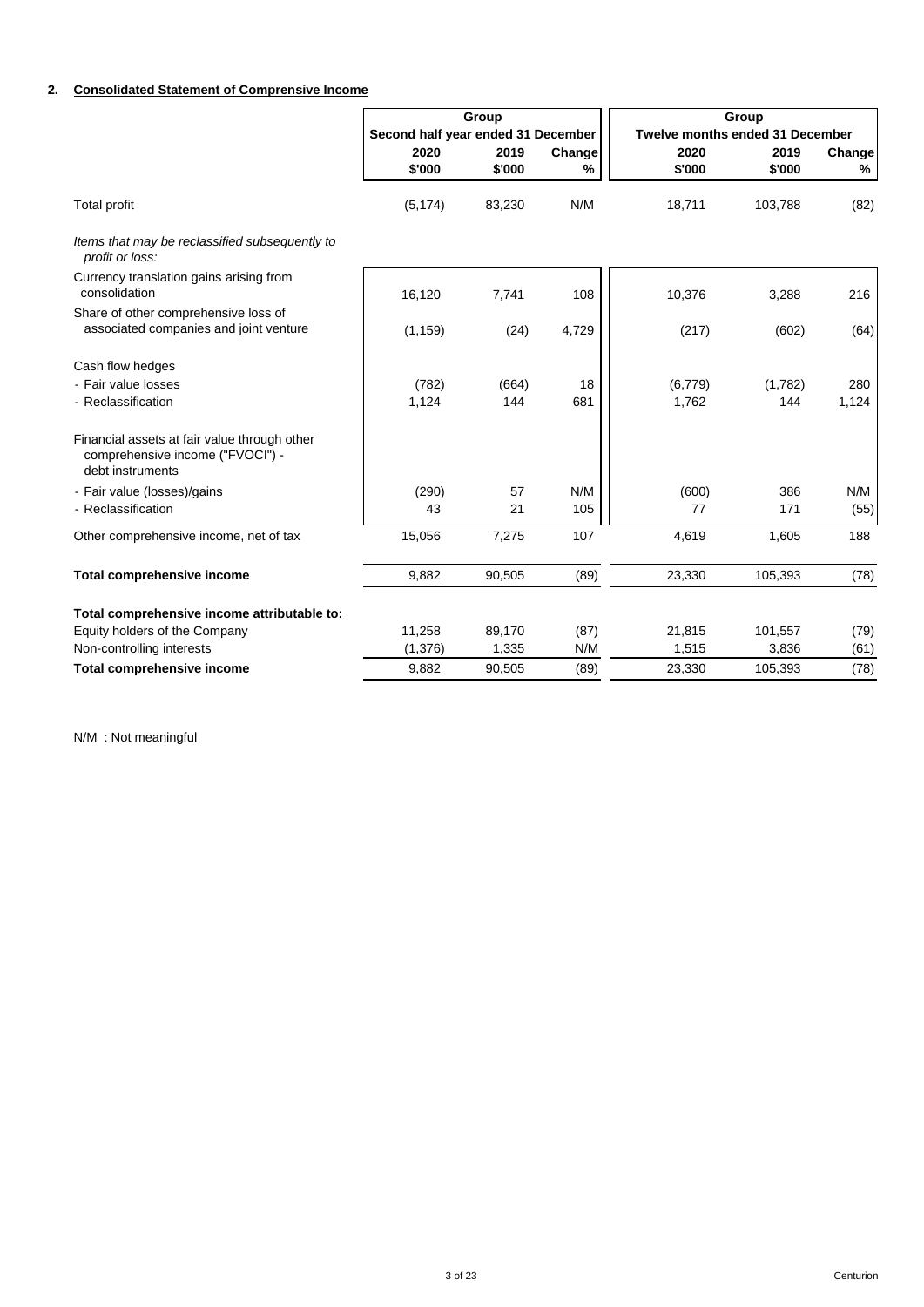## 2. Consolidated Statement of Comprensive Income

| | Group | | | Group | | |
|---|---|---|---|---|---|---|
| | Second half year ended 31 December | | | Twelve months ended 31 December | | |
| | 2020 | 2019 | Change | 2020 | 2019 | Change |
| | $'000 | $'000 | % | $'000 | $'000 | % |
| Total profit | (5,174) | 83,230 | N/M | 18,711 | 103,788 | (82) |
| *Items that may be reclassified subsequently to profit or loss:* | | | | | | |
| Currency translation gains arising from consolidation | 16,120 | 7,741 | 108 | 10,376 | 3,288 | 216 |
| Share of other comprehensive loss of associated companies and joint venture | (1,159) | (24) | 4,729 | (217) | (602) | (64) |
| Cash flow hedges | | | | | | |
| - Fair value losses | (782) | (664) | 18 | (6,779) | (1,782) | 280 |
| - Reclassification | 1,124 | 144 | 681 | 1,762 | 144 | 1,124 |
| Financial assets at fair value through other comprehensive income ("FVOCI") - debt instruments | | | | | | |
| - Fair value (losses)/gains | (290) | 57 | N/M | (600) | 386 | N/M |
| - Reclassification | 43 | 21 | 105 | 77 | 171 | (55) |
| Other comprehensive income, net of tax | 15,056 | 7,275 | 107 | 4,619 | 1,605 | 188 |
| **Total comprehensive income** | 9,882 | 90,505 | (89) | 23,330 | 105,393 | (78) |
| **Total comprehensive income attributable to:** | | | | | | |
| Equity holders of the Company | 11,258 | 89,170 | (87) | 21,815 | 101,557 | (79) |
| Non-controlling interests | (1,376) | 1,335 | N/M | 1,515 | 3,836 | (61) |
| **Total comprehensive income** | 9,882 | 90,505 | (89) | 23,330 | 105,393 | (78) |

N/M : Not meaningful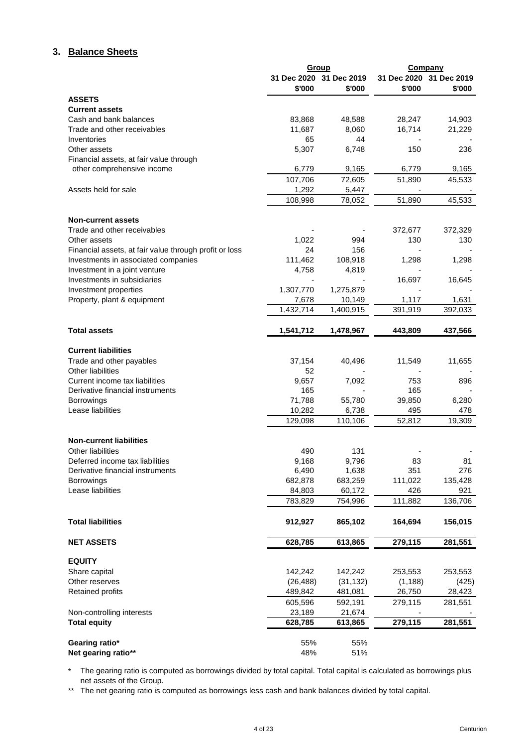## 3. Balance Sheets

| | Group | | Company | |
|---|---|---|---|---|
| | 31 Dec 2020 | 31 Dec 2019 | 31 Dec 2020 | 31 Dec 2019 |
| | $'000 | $'000 | $'000 | $'000 |
| **ASSETS** | | | | |
| **Current assets** | | | | |
| Cash and bank balances | 83,868 | 48,588 | 28,247 | 14,903 |
| Trade and other receivables | 11,687 | 8,060 | 16,714 | 21,229 |
| Inventories | 65 | 44 | - | - |
| Other assets | 5,307 | 6,748 | 150 | 236 |
| Financial assets, at fair value through other comprehensive income | 6,779 | 9,165 | 6,779 | 9,165 |
| | 107,706 | 72,605 | 51,890 | 45,533 |
| Assets held for sale | 1,292 | 5,447 | - | - |
| | 108,998 | 78,052 | 51,890 | 45,533 |
| **Non-current assets** | | | | |
| Trade and other receivables | - | - | 372,677 | 372,329 |
| Other assets | 1,022 | 994 | 130 | 130 |
| Financial assets, at fair value through profit or loss | 24 | 156 | - | - |
| Investments in associated companies | 111,462 | 108,918 | 1,298 | 1,298 |
| Investment in a joint venture | 4,758 | 4,819 | - | - |
| Investments in subsidiaries | - | - | 16,697 | 16,645 |
| Investment properties | 1,307,770 | 1,275,879 | - | - |
| Property, plant & equipment | 7,678 | 10,149 | 1,117 | 1,631 |
| | 1,432,714 | 1,400,915 | 391,919 | 392,033 |
| **Total assets** | **1,541,712** | **1,478,967** | **443,809** | **437,566** |
| **Current liabilities** | | | | |
| Trade and other payables | 37,154 | 40,496 | 11,549 | 11,655 |
| Other liabilities | 52 | - | - | - |
| Current income tax liabilities | 9,657 | 7,092 | 753 | 896 |
| Derivative financial instruments | 165 | - | 165 | - |
| Borrowings | 71,788 | 55,780 | 39,850 | 6,280 |
| Lease liabilities | 10,282 | 6,738 | 495 | 478 |
| | 129,098 | 110,106 | 52,812 | 19,309 |
| **Non-current liabilities** | | | | |
| Other liabilities | 490 | 131 | - | - |
| Deferred income tax liabilities | 9,168 | 9,796 | 83 | 81 |
| Derivative financial instruments | 6,490 | 1,638 | 351 | 276 |
| Borrowings | 682,878 | 683,259 | 111,022 | 135,428 |
| Lease liabilities | 84,803 | 60,172 | 426 | 921 |
| | 783,829 | 754,996 | 111,882 | 136,706 |
| **Total liabilities** | **912,927** | **865,102** | **164,694** | **156,015** |
| **NET ASSETS** | **628,785** | **613,865** | **279,115** | **281,551** |
| **EQUITY** | | | | |
| Share capital | 142,242 | 142,242 | 253,553 | 253,553 |
| Other reserves | (26,488) | (31,132) | (1,188) | (425) |
| Retained profits | 489,842 | 481,081 | 26,750 | 28,423 |
| | 605,596 | 592,191 | 279,115 | 281,551 |
| Non-controlling interests | 23,189 | 21,674 | - | - |
| **Total equity** | **628,785** | **613,865** | **279,115** | **281,551** |
| **Gearing ratio*** | 55% | 55% | | |
| **Net gearing ratio**** | 48% | 51% | | |

\* The gearing ratio is computed as borrowings divided by total capital. Total capital is calculated as borrowings plus net assets of the Group.

\** The net gearing ratio is computed as borrowings less cash and bank balances divided by total capital.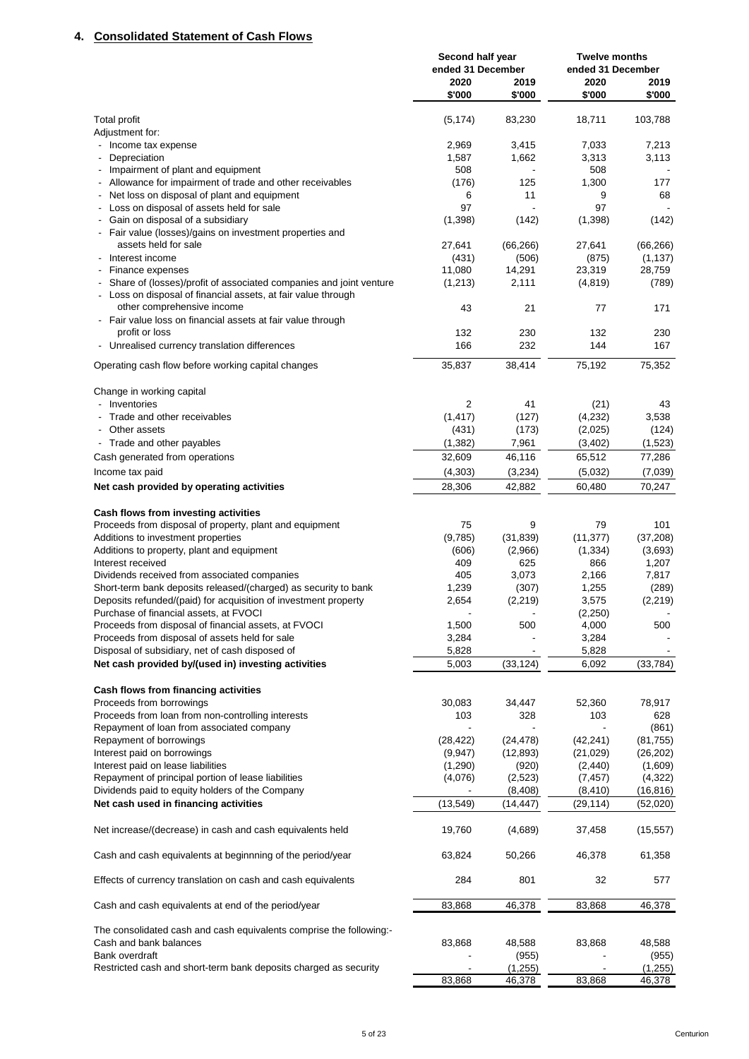## 4. Consolidated Statement of Cash Flows

| | Second half year ended 31 December | | Twelve months ended 31 December | |
|---|---|---|---|---|
| | 2020 | 2019 | 2020 | 2019 |
| | $'000 | $'000 | $'000 | $'000 |
| Total profit | (5,174) | 83,230 | 18,711 | 103,788 |
| Adjustment for: | | | | |
| - Income tax expense | 2,969 | 3,415 | 7,033 | 7,213 |
| - Depreciation | 1,587 | 1,662 | 3,313 | 3,113 |
| - Impairment of plant and equipment | 508 | - | 508 | - |
| - Allowance for impairment of trade and other receivables | (176) | 125 | 1,300 | 177 |
| - Net loss on disposal of plant and equipment | 6 | 11 | 9 | 68 |
| - Loss on disposal of assets held for sale | 97 | - | 97 | - |
| - Gain on disposal of a subsidiary | (1,398) | (142) | (1,398) | (142) |
| - Fair value (losses)/gains on investment properties and assets held for sale | 27,641 | (66,266) | 27,641 | (66,266) |
| - Interest income | (431) | (506) | (875) | (1,137) |
| - Finance expenses | 11,080 | 14,291 | 23,319 | 28,759 |
| - Share of (losses)/profit of associated companies and joint venture | (1,213) | 2,111 | (4,819) | (789) |
| - Loss on disposal of financial assets, at fair value through other comprehensive income | 43 | 21 | 77 | 171 |
| - Fair value loss on financial assets at fair value through profit or loss | 132 | 230 | 132 | 230 |
| - Unrealised currency translation differences | 166 | 232 | 144 | 167 |
| Operating cash flow before working capital changes | 35,837 | 38,414 | 75,192 | 75,352 |
| Change in working capital | | | | |
| - Inventories | 2 | 41 | (21) | 43 |
| - Trade and other receivables | (1,417) | (127) | (4,232) | 3,538 |
| - Other assets | (431) | (173) | (2,025) | (124) |
| - Trade and other payables | (1,382) | 7,961 | (3,402) | (1,523) |
| Cash generated from operations | 32,609 | 46,116 | 65,512 | 77,286 |
| Income tax paid | (4,303) | (3,234) | (5,032) | (7,039) |
| **Net cash provided by operating activities** | 28,306 | 42,882 | 60,480 | 70,247 |
| **Cash flows from investing activities** | | | | |
| Proceeds from disposal of property, plant and equipment | 75 | 9 | 79 | 101 |
| Additions to investment properties | (9,785) | (31,839) | (11,377) | (37,208) |
| Additions to property, plant and equipment | (606) | (2,966) | (1,334) | (3,693) |
| Interest received | 409 | 625 | 866 | 1,207 |
| Dividends received from associated companies | 405 | 3,073 | 2,166 | 7,817 |
| Short-term bank deposits released/(charged) as security to bank | 1,239 | (307) | 1,255 | (289) |
| Deposits refunded/(paid) for investment property | 2,654 | (2,219) | 3,575 | (2,219) |
| Purchase of financial assets, at FVOCI | - | - | (2,250) | - |
| Proceeds from disposal of financial assets, at FVOCI | 1,500 | 500 | 4,000 | 500 |
| Proceeds from disposal of assets held for sale | 3,284 | - | 3,284 | - |
| Disposal of subsidiary, net of cash disposed of | 5,828 | - | 5,828 | - |
| **Net cash provided by/(used in) investing activities** | 5,003 | (33,124) | 6,092 | (33,784) |
| **Cash flows from financing activities** | | | | |
| Proceeds from borrowings | 30,083 | 34,447 | 52,360 | 78,917 |
| Proceeds from loan from non-controlling interests | 103 | 328 | 103 | 628 |
| Repayment of loan from associated company | - | - | - | (861) |
| Repayment of borrowings | (28,422) | (24,478) | (42,241) | (81,755) |
| Interest paid on borrowings | (9,947) | (12,893) | (21,029) | (26,202) |
| Interest paid on lease liabilities | (1,290) | (920) | (2,440) | (1,609) |
| Repayment of principal portion of lease liabilities | (4,076) | (2,523) | (7,457) | (4,322) |
| Dividends paid to equity holders of the Company | - | (8,408) | (8,410) | (16,816) |
| **Net cash used in financing activities** | (13,549) | (14,447) | (29,114) | (52,020) |
| Net increase/(decrease) in cash and cash equivalents held | 19,760 | (4,689) | 37,458 | (15,557) |
| Cash and cash equivalents at beginnning of the period/year | 63,824 | 50,266 | 46,378 | 61,358 |
| Effects of currency translation on cash and cash equivalents | 284 | 801 | 32 | 577 |
| Cash and cash equivalents at end of the period/year | 83,868 | 46,378 | 83,868 | 46,378 |
| The consolidated cash and cash equivalents comprise the following:- | | | | |
| Cash and bank balances | 83,868 | 48,588 | 83,868 | 48,588 |
| Bank overdraft | - | (955) | - | (955) |
| Restricted cash and short-term bank deposits charged as security | - | (1,255) | - | (1,255) |
| | 83,868 | 46,378 | 83,868 | 46,378 |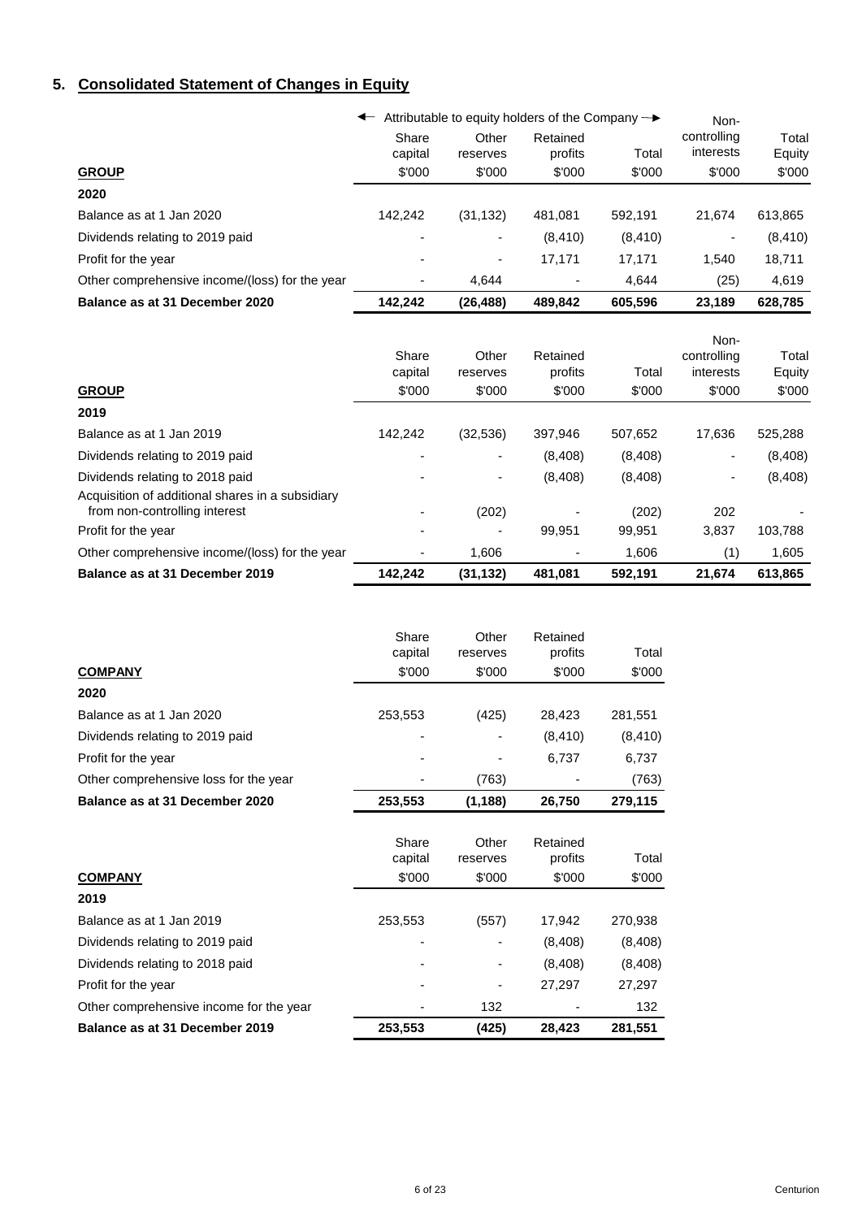## 5. Consolidated Statement of Changes in Equity

| GROUP | Attributable to equity holders of the Company | | | | Non-controlling interests | Total Equity |
|---|---|---|---|---|---|---|
| | Share capital | Other reserves | Retained profits | Total | | |
| | \$'000 | \$'000 | \$'000 | \$'000 | \$'000 | \$'000 |
| **2020** | | | | | | |
| Balance as at 1 Jan 2020 | 142,242 | (31,132) | 481,081 | 592,191 | 21,674 | 613,865 |
| Dividends relating to 2019 paid | - | - | (8,410) | (8,410) | - | (8,410) |
| Profit for the year | - | - | 17,171 | 17,171 | 1,540 | 18,711 |
| Other comprehensive income/(loss) for the year | - | 4,644 | - | 4,644 | (25) | 4,619 |
| **Balance as at 31 December 2020** | **142,242** | **(26,488)** | **489,842** | **605,596** | **23,189** | **628,785** |

| GROUP | Share capital | Other reserves | Retained profits | Total | Non-controlling interests | Total Equity |
|---|---|---|---|---|---|---|
| | \$'000 | \$'000 | \$'000 | \$'000 | \$'000 | \$'000 |
| **2019** | | | | | | |
| Balance as at 1 Jan 2019 | 142,242 | (32,536) | 397,946 | 507,652 | 17,636 | 525,288 |
| Dividends relating to 2019 paid | - | - | (8,408) | (8,408) | - | (8,408) |
| Dividends relating to 2018 paid | - | - | (8,408) | (8,408) | - | (8,408) |
| Acquisition of additional shares in a subsidiary from non-controlling interest | - | (202) | - | (202) | 202 | - |
| Profit for the year | - | - | 99,951 | 99,951 | 3,837 | 103,788 |
| Other comprehensive income/(loss) for the year | - | 1,606 | - | 1,606 | (1) | 1,605 |
| **Balance as at 31 December 2019** | **142,242** | **(31,132)** | **481,081** | **592,191** | **21,674** | **613,865** |

| COMPANY | Share capital | Other reserves | Retained profits | Total |
|---|---|---|---|---|
| | \$'000 | \$'000 | \$'000 | \$'000 |
| **2020** | | | | |
| Balance as at 1 Jan 2020 | 253,553 | (425) | 28,423 | 281,551 |
| Dividends relating to 2019 paid | - | - | (8,410) | (8,410) |
| Profit for the year | - | - | 6,737 | 6,737 |
| Other comprehensive loss for the year | - | (763) | - | (763) |
| **Balance as at 31 December 2020** | **253,553** | **(1,188)** | **26,750** | **279,115** |

| COMPANY | Share capital | Other reserves | Retained profits | Total |
|---|---|---|---|---|
| | \$'000 | \$'000 | \$'000 | \$'000 |
| **2019** | | | | |
| Balance as at 1 Jan 2019 | 253,553 | (557) | 17,942 | 270,938 |
| Dividends relating to 2019 paid | - | - | (8,408) | (8,408) |
| Dividends relating to 2018 paid | - | - | (8,408) | (8,408) |
| Profit for the year | - | - | 27,297 | 27,297 |
| Other comprehensive income for the year | - | 132 | - | 132 |
| **Balance as at 31 December 2019** | **253,553** | **(425)** | **28,423** | **281,551** |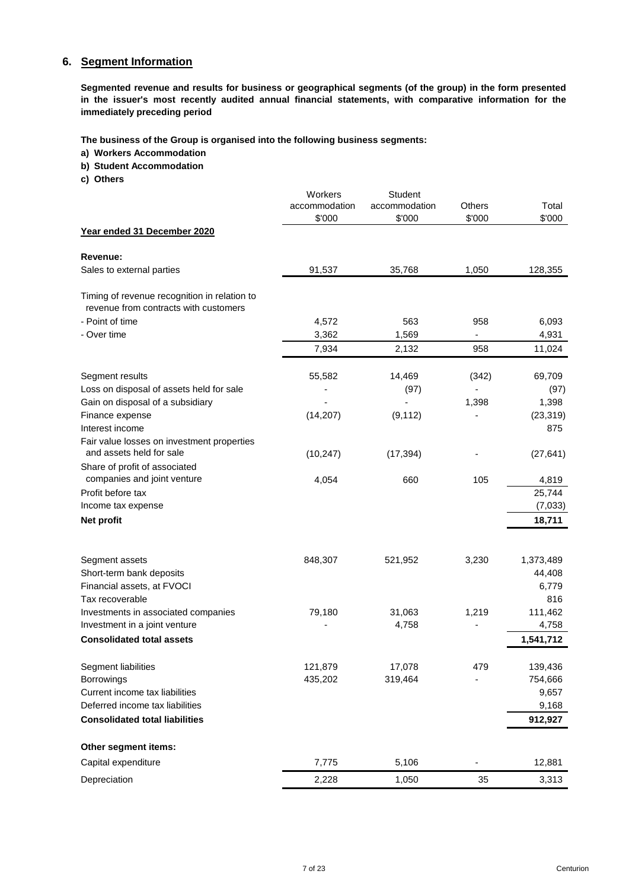## 6. Segment Information

**Segmented revenue and results for business or geographical segments (of the group) in the form presented in the issuer's most recently audited annual financial statements, with comparative information for the immediately preceding period**

**The business of the Group is organised into the following business segments:**

**a) Workers Accommodation**
**b) Student Accommodation**
**c) Others**

| | Workers accommodation $'000 | Student accommodation $'000 | Others $'000 | Total $'000 |
|---|---|---|---|---|
| **Year ended 31 December 2020** | | | | |
| **Revenue:** | | | | |
| Sales to external parties | 91,537 | 35,768 | 1,050 | 128,355 |
| Timing of revenue recognition in relation to revenue from contracts with customers | | | | |
| - Point of time | 4,572 | 563 | 958 | 6,093 |
| - Over time | 3,362 | 1,569 | - | 4,931 |
| | 7,934 | 2,132 | 958 | 11,024 |
| Segment results | 55,582 | 14,469 | (342) | 69,709 |
| Loss on disposal of assets held for sale | - | (97) | - | (97) |
| Gain on disposal of a subsidiary | - | - | 1,398 | 1,398 |
| Finance expense | (14,207) | (9,112) | - | (23,319) |
| Interest income | | | | 875 |
| Fair value losses on investment properties and assets held for sale | (10,247) | (17,394) | - | (27,641) |
| Share of profit of associated companies and joint venture | 4,054 | 660 | 105 | 4,819 |
| Profit before tax | | | | 25,744 |
| Income tax expense | | | | (7,033) |
| **Net profit** | | | | **18,711** |
| Segment assets | 848,307 | 521,952 | 3,230 | 1,373,489 |
| Short-term bank deposits | | | | 44,408 |
| Financial assets, at FVOCI | | | | 6,779 |
| Tax recoverable | | | | 816 |
| Investments in associated companies | 79,180 | 31,063 | 1,219 | 111,462 |
| Investment in a joint venture | - | 4,758 | - | 4,758 |
| **Consolidated total assets** | | | | **1,541,712** |
| Segment liabilities | 121,879 | 17,078 | 479 | 139,436 |
| Borrowings | 435,202 | 319,464 | - | 754,666 |
| Current income tax liabilities | | | | 9,657 |
| Deferred income tax liabilities | | | | 9,168 |
| **Consolidated total liabilities** | | | | **912,927** |
| **Other segment items:** | | | | |
| Capital expenditure | 7,775 | 5,106 | - | 12,881 |
| Depreciation | 2,228 | 1,050 | 35 | 3,313 |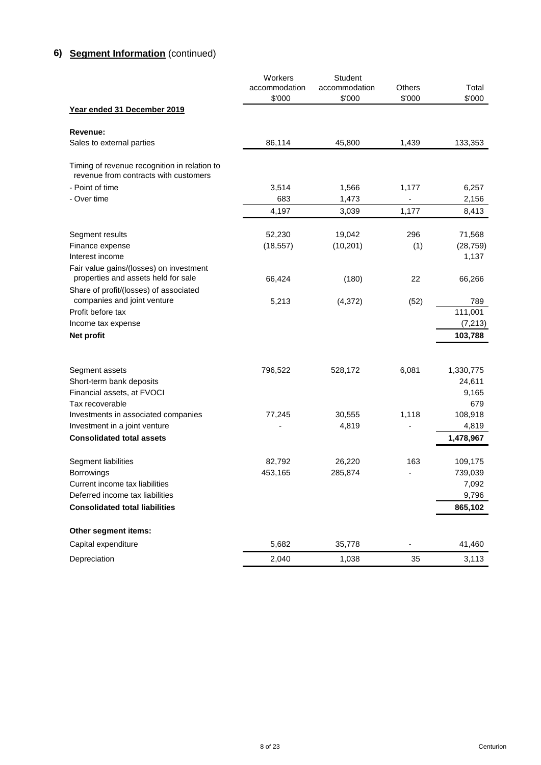## 6) **Segment Information** (continued)

| | Workers accommodation $'000 | Student accommodation $'000 | Others $'000 | Total $'000 |
|---|---|---|---|---|
| **Year ended 31 December 2019** | | | | |
| **Revenue:** | | | | |
| Sales to external parties | 86,114 | 45,800 | 1,439 | 133,353 |
| Timing of revenue recognition in relation to revenue from contracts with customers | | | | |
| - Point of time | 3,514 | 1,566 | 1,177 | 6,257 |
| - Over time | 683 | 1,473 | - | 2,156 |
| | 4,197 | 3,039 | 1,177 | 8,413 |
| Segment results | 52,230 | 19,042 | 296 | 71,568 |
| Finance expense | (18,557) | (10,201) | (1) | (28,759) |
| Interest income | | | | 1,137 |
| Fair value gains/(losses) on investment properties and assets held for sale | 66,424 | (180) | 22 | 66,266 |
| Share of profit/(losses) of associated companies and joint venture | 5,213 | (4,372) | (52) | 789 |
| Profit before tax | | | | 111,001 |
| Income tax expense | | | | (7,213) |
| **Net profit** | | | | **103,788** |
| Segment assets | 796,522 | 528,172 | 6,081 | 1,330,775 |
| Short-term bank deposits | | | | 24,611 |
| Financial assets, at FVOCI | | | | 9,165 |
| Tax recoverable | | | | 679 |
| Investments in associated companies | 77,245 | 30,555 | 1,118 | 108,918 |
| Investment in a joint venture | - | 4,819 | - | 4,819 |
| **Consolidated total assets** | | | | **1,478,967** |
| Segment liabilities | 82,792 | 26,220 | 163 | 109,175 |
| Borrowings | 453,165 | 285,874 | - | 739,039 |
| Current income tax liabilities | | | | 7,092 |
| Deferred income tax liabilities | | | | 9,796 |
| **Consolidated total liabilities** | | | | **865,102** |
| **Other segment items:** | | | | |
| Capital expenditure | 5,682 | 35,778 | - | 41,460 |
| Depreciation | 2,040 | 1,038 | 35 | 3,113 |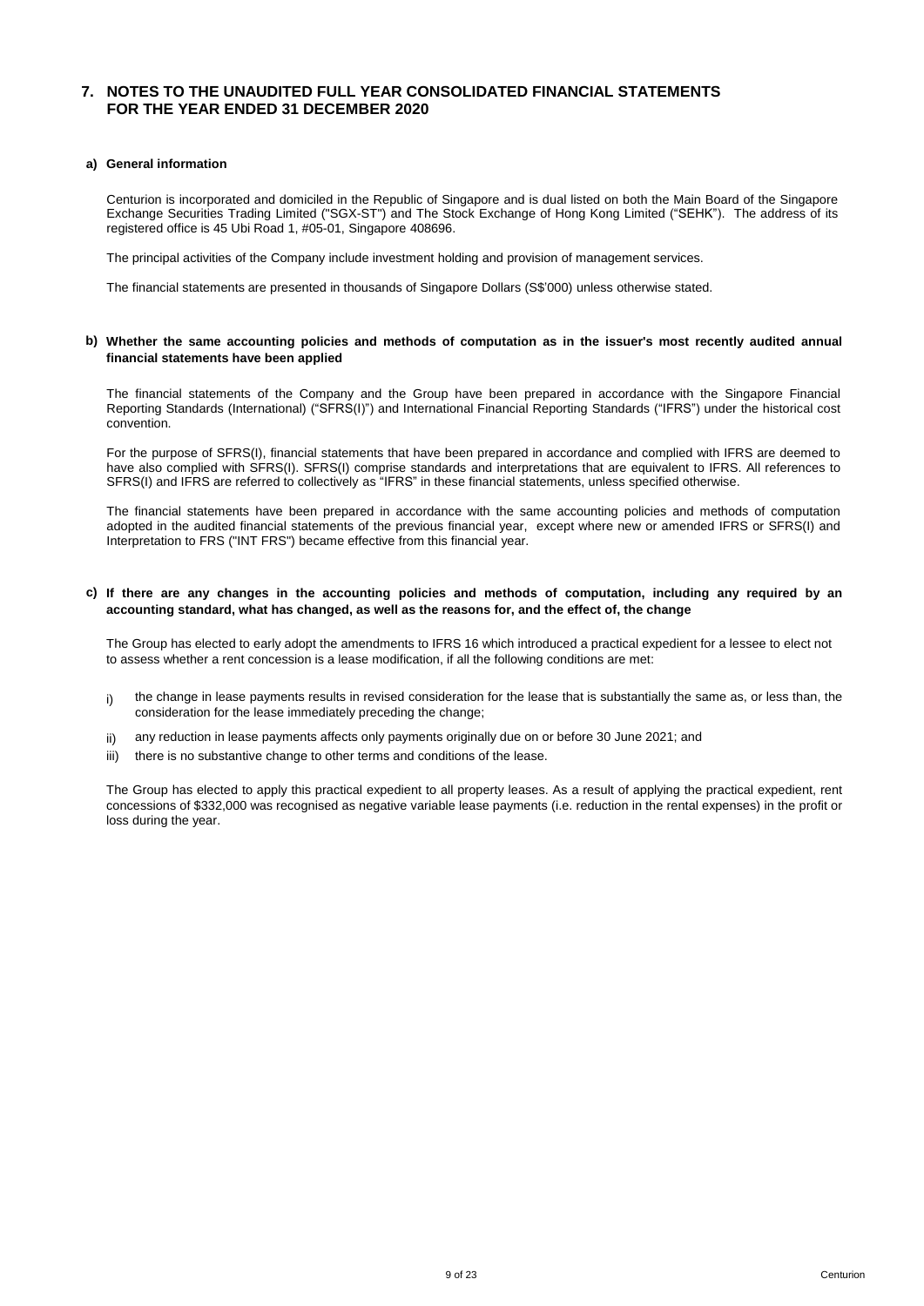# 7. NOTES TO THE UNAUDITED FULL YEAR CONSOLIDATED FINANCIAL STATEMENTS FOR THE YEAR ENDED 31 DECEMBER 2020

## a) General information

Centurion is incorporated and domiciled in the Republic of Singapore and is dual listed on both the Main Board of the Singapore Exchange Securities Trading Limited ("SGX-ST") and The Stock Exchange of Hong Kong Limited ("SEHK"). The address of its registered office is 45 Ubi Road 1, #05-01, Singapore 408696.

The principal activities of the Company include investment holding and provision of management services.

The financial statements are presented in thousands of Singapore Dollars (S$'000) unless otherwise stated.

## b) Whether the same accounting policies and methods of computation as in the issuer's most recently audited annual financial statements have been applied

The financial statements of the Company and the Group have been prepared in accordance with the Singapore Financial Reporting Standards (International) ("SFRS(I)") and International Financial Reporting Standards ("IFRS") under the historical cost convention.

For the purpose of SFRS(I), financial statements that have been prepared in accordance and complied with IFRS are deemed to have also complied with SFRS(I). SFRS(I) comprise standards and interpretations that are equivalent to IFRS. All references to SFRS(I) and IFRS are referred to collectively as "IFRS" in these financial statements, unless specified otherwise.

The financial statements have been prepared in accordance with the same accounting policies and methods of computation adopted in the audited financial statements of the previous financial year, except where new or amended IFRS or SFRS(I) and Interpretation to FRS ("INT FRS") became effective from this financial year.

## c) If there are any changes in the accounting policies and methods of computation, including any required by an accounting standard, what has changed, as well as the reasons for, and the effect of, the change

The Group has elected to early adopt the amendments to IFRS 16 which introduced a practical expedient for a lessee to elect not to assess whether a rent concession is a lease modification, if all the following conditions are met:

i) the change in lease payments results in revised consideration for the lease that is substantially the same as, or less than, the consideration for the lease immediately preceding the change;

ii) any reduction in lease payments affects only payments originally due on or before 30 June 2021; and

iii) there is no substantive change to other terms and conditions of the lease.

The Group has elected to apply this practical expedient to all property leases. As a result of applying the practical expedient, rent concessions of $332,000 was recognised as negative variable lease payments (i.e. reduction in the rental expenses) in the profit or loss during the year.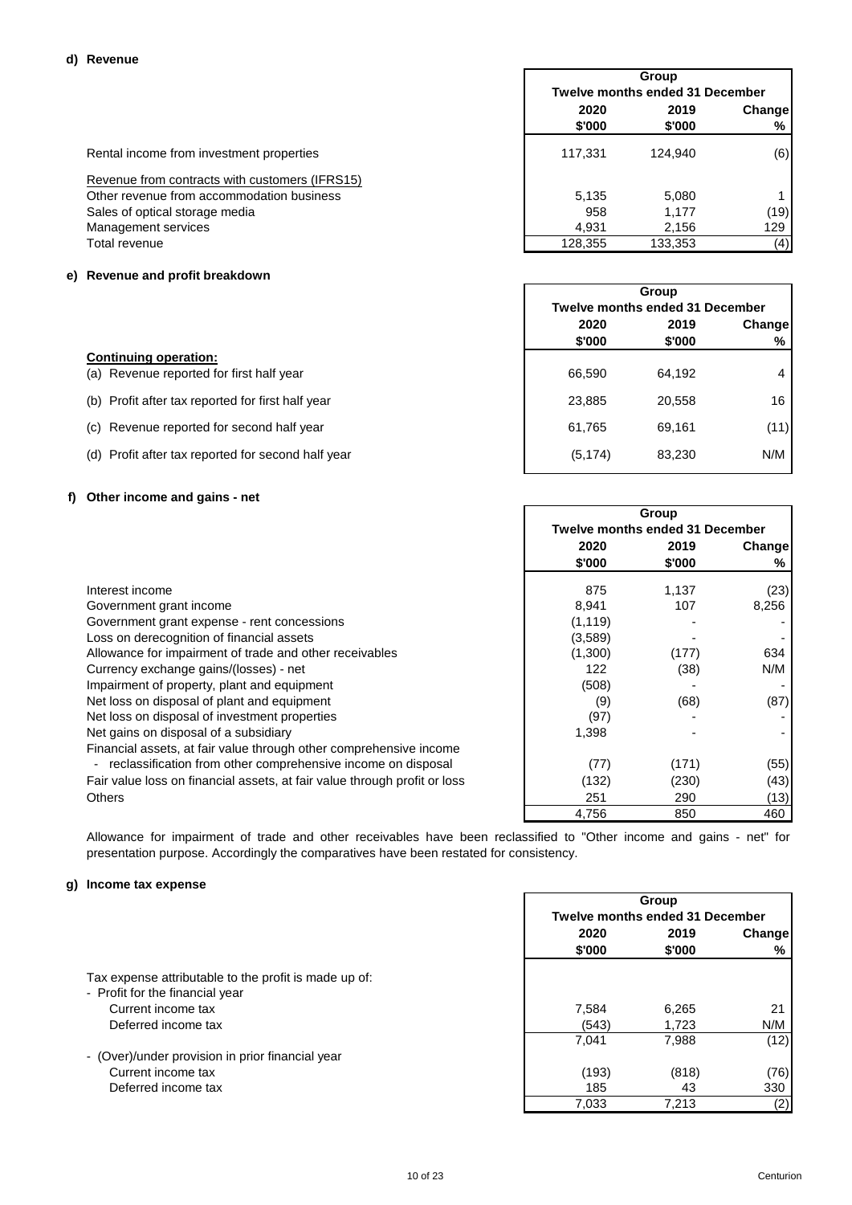#### d) Revenue

| | Group | | |
|---|---|---|---|
| | Twelve months ended 31 December | | |
| | 2020 | 2019 | Change |
| | $'000 | $'000 | % |
| Rental income from investment properties | 117,331 | 124,940 | (6) |
| Revenue from contracts with customers (IFRS15) | | | |
| Other revenue from accommodation business | 5,135 | 5,080 | 1 |
| Sales of optical storage media | 958 | 1,177 | (19) |
| Management services | 4,931 | 2,156 | 129 |
| Total revenue | 128,355 | 133,353 | (4) |

#### e) Revenue and profit breakdown

| | Group | | |
|---|---|---|---|
| | Twelve months ended 31 December | | |
| | 2020 | 2019 | Change |
| | $'000 | $'000 | % |
| **Continuing operation:** | | | |
| (a) Revenue reported for first half year | 66,590 | 64,192 | 4 |
| (b) Profit after tax reported for first half year | 23,885 | 20,558 | 16 |
| (c) Revenue reported for second half year | 61,765 | 69,161 | (11) |
| (d) Profit after tax reported for second half year | (5,174) | 83,230 | N/M |

#### f) Other income and gains - net

| | Group | | |
|---|---|---|---|
| | Twelve months ended 31 December | | |
| | 2020 | 2019 | Change |
| | $'000 | $'000 | % |
| Interest income | 875 | 1,137 | (23) |
| Government grant income | 8,941 | 107 | 8,256 |
| Government grant expense - rent concessions | (1,119) | - | - |
| Loss on derecognition of financial assets | (3,589) | - | - |
| Allowance for impairment of trade and other receivables | (1,300) | (177) | 634 |
| Currency exchange gains/(losses) - net | 122 | (38) | N/M |
| Impairment of property, plant and equipment | (508) | - | - |
| Net loss on disposal of plant and equipment | (9) | (68) | (87) |
| Net loss on disposal of investment properties | (97) | - | - |
| Net gains on disposal of a subsidiary | 1,398 | - | - |
| Financial assets, at fair value through other comprehensive income | | | |
| - reclassification from other comprehensive income on disposal | (77) | (171) | (55) |
| Fair value loss on financial assets, at fair value through profit or loss | (132) | (230) | (43) |
| Others | 251 | 290 | (13) |
| | 4,756 | 850 | 460 |

Allowance for impairment of trade and other receivables have been reclassified to "Other income and gains - net" for presentation purpose. Accordingly the comparatives have been restated for consistency.

#### g) Income tax expense

| | Group | | |
|---|---|---|---|
| | Twelve months ended 31 December | | |
| | 2020 | 2019 | Change |
| | $'000 | $'000 | % |
| Tax expense attributable to the profit is made up of: | | | |
| - Profit for the financial year | | | |
| Current income tax | 7,584 | 6,265 | 21 |
| Deferred income tax | (543) | 1,723 | N/M |
| | 7,041 | 7,988 | (12) |
| - (Over)/under provision in prior financial year | | | |
| Current income tax | (193) | (818) | (76) |
| Deferred income tax | 185 | 43 | 330 |
| | 7,033 | 7,213 | (2) |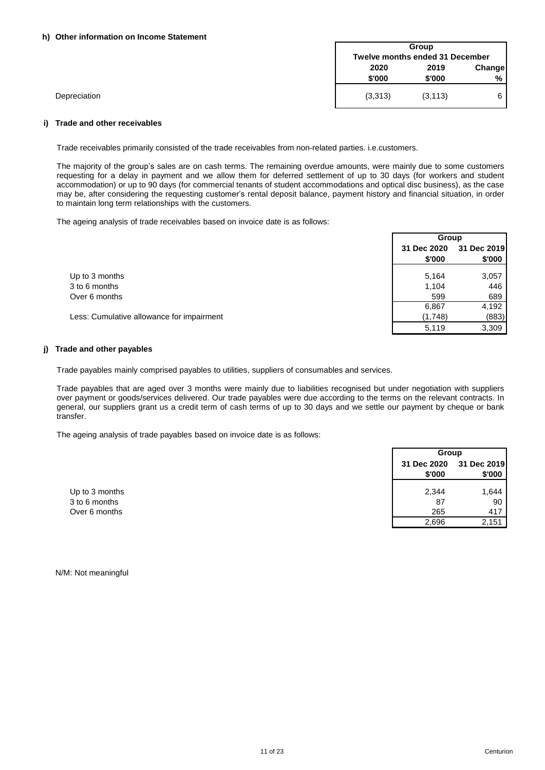### h) Other information on Income Statement

| | Group | | |
|---|---|---|---|
| | Twelve months ended 31 December | | |
| | 2020 | 2019 | Change |
| | $'000 | $'000 | % |
| Depreciation | (3,313) | (3,113) | 6 |

### i) Trade and other receivables

Trade receivables primarily consisted of the trade receivables from non-related parties. i.e.customers.

The majority of the group's sales are on cash terms. The remaining overdue amounts, were mainly due to some customers requesting for a delay in payment and we allow them for deferred settlement of up to 30 days (for workers and student accommodation) or up to 90 days (for commercial tenants of student accommodations and optical disc business), as the case may be, after considering the requesting customer's rental deposit balance, payment history and financial situation, in order to maintain long term relationships with the customers.

The ageing analysis of trade receivables based on invoice date is as follows:

| | Group | |
|---|---|---|
| | 31 Dec 2020 | 31 Dec 2019 |
| | $'000 | $'000 |
| Up to 3 months | 5,164 | 3,057 |
| 3 to 6 months | 1,104 | 446 |
| Over 6 months | 599 | 689 |
| | 6,867 | 4,192 |
| Less: Cumulative allowance for impairment | (1,748) | (883) |
| | 5,119 | 3,309 |

### j) Trade and other payables

Trade payables mainly comprised payables to utilities, suppliers of consumables and services.

Trade payables that are aged over 3 months were mainly due to liabilities recognised but under negotiation with suppliers over payment or goods/services delivered. Our trade payables were due according to the terms on the relevant contracts. In general, our suppliers grant us a credit term of cash terms of up to 30 days and we settle our payment by cheque or bank transfer.

The ageing analysis of trade payables based on invoice date is as follows:

| | Group | |
|---|---|---|
| | 31 Dec 2020 | 31 Dec 2019 |
| | $'000 | $'000 |
| Up to 3 months | 2,344 | 1,644 |
| 3 to 6 months | 87 | 90 |
| Over 6 months | 265 | 417 |
| | 2,696 | 2,151 |

N/M: Not meaningful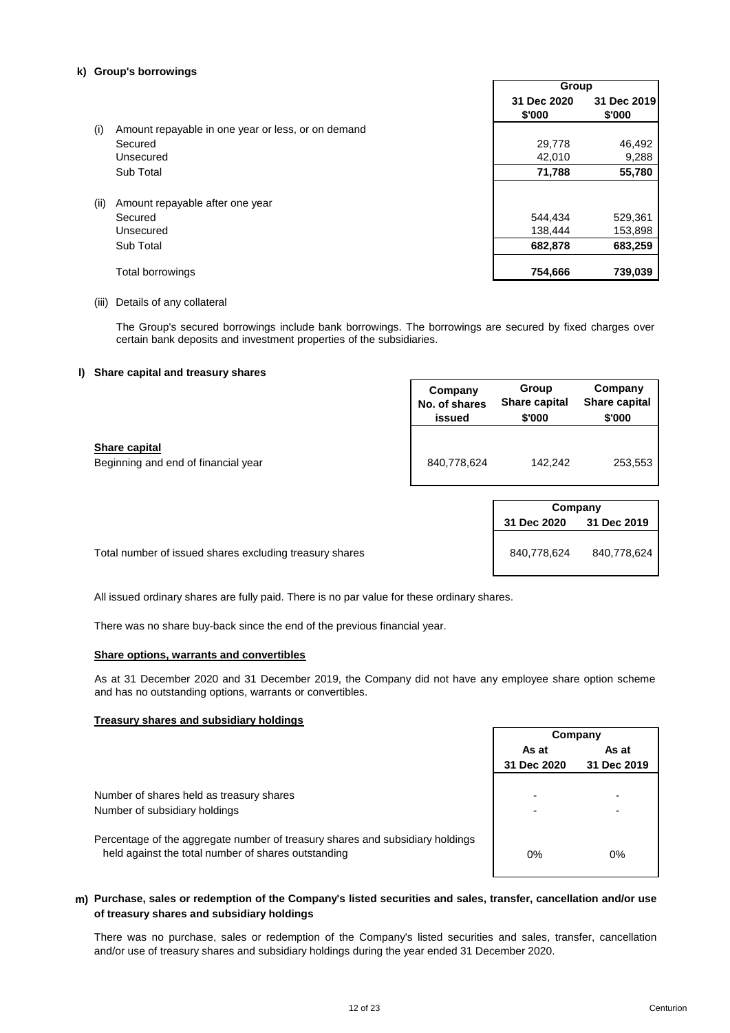**k) Group's borrowings**

| | | Group | |
|---|---|---|---|
| | | 31 Dec 2020 | 31 Dec 2019 |
| | | $'000 | $'000 |
| (i) | Amount repayable in one year or less, or on demand | | |
| | Secured | 29,778 | 46,492 |
| | Unsecured | 42,010 | 9,288 |
| | Sub Total | **71,788** | **55,780** |
| (ii) | Amount repayable after one year | | |
| | Secured | 544,434 | 529,361 |
| | Unsecured | 138,444 | 153,898 |
| | Sub Total | **682,878** | **683,259** |
| | Total borrowings | **754,666** | **739,039** |

(iii) Details of any collateral

The Group's secured borrowings include bank borrowings. The borrowings are secured by fixed charges over certain bank deposits and investment properties of the subsidiaries.

**l) Share capital and treasury shares**

| | Company No. of shares issued | Group Share capital $'000 | Company Share capital $'000 |
|---|---|---|---|
| **Share capital** | | | |
| Beginning and end of financial year | 840,778,624 | 142,242 | 253,553 |

| | Company | |
|---|---|---|
| | 31 Dec 2020 | 31 Dec 2019 |
| Total number of issued shares excluding treasury shares | 840,778,624 | 840,778,624 |

All issued ordinary shares are fully paid. There is no par value for these ordinary shares.

There was no share buy-back since the end of the previous financial year.

**Share options, warrants and convertibles**

As at 31 December 2020 and 31 December 2019, the Company did not have any employee share option scheme and has no outstanding options, warrants or convertibles.

**Treasury shares and subsidiary holdings**

| | Company | |
|---|---|---|
| | As at 31 Dec 2020 | As at 31 Dec 2019 |
| Number of shares held as treasury shares | - | - |
| Number of subsidiary holdings | - | - |
| Percentage of the aggregate number of treasury shares and subsidiary holdings held against the total number of shares outstanding | 0% | 0% |

**m) Purchase, sales or redemption of the Company's listed securities and sales, transfer, cancellation and/or use of treasury shares and subsidiary holdings**

There was no purchase, sales or redemption of the Company's listed securities and sales, transfer, cancellation and/or use of treasury shares and subsidiary holdings during the year ended 31 December 2020.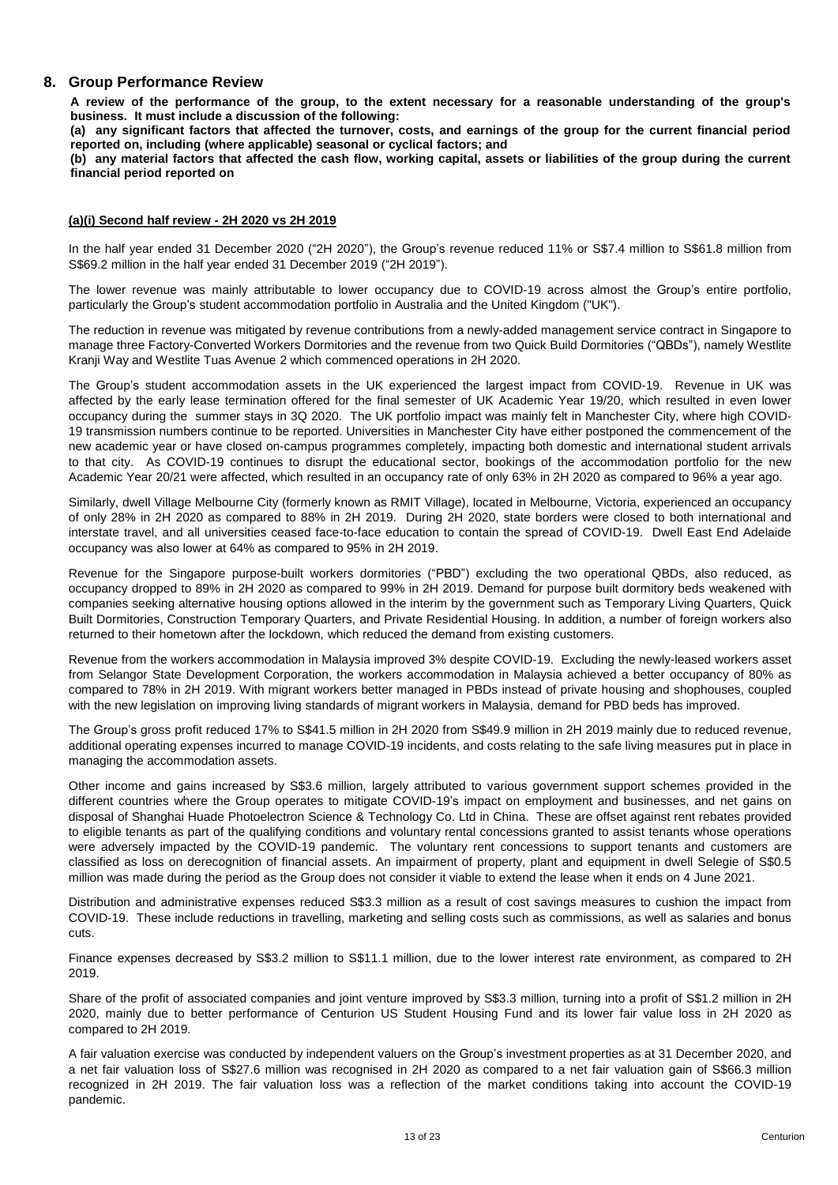## 8. Group Performance Review

**A review of the performance of the group, to the extent necessary for a reasonable understanding of the group's business. It must include a discussion of the following:**

**(a) any significant factors that affected the turnover, costs, and earnings of the group for the current financial period reported on, including (where applicable) seasonal or cyclical factors; and**

**(b) any material factors that affected the cash flow, working capital, assets or liabilities of the group during the current financial period reported on**

**(a)(i) Second half review - 2H 2020 vs 2H 2019**

In the half year ended 31 December 2020 ("2H 2020"), the Group's revenue reduced 11% or S$7.4 million to S$61.8 million from S$69.2 million in the half year ended 31 December 2019 ("2H 2019").

The lower revenue was mainly attributable to lower occupancy due to COVID-19 across almost the Group's entire portfolio, particularly the Group's student accommodation portfolio in Australia and the United Kingdom ("UK").

The reduction in revenue was mitigated by revenue contributions from a newly-added management service contract in Singapore to manage three Factory-Converted Workers Dormitories and the revenue from two Quick Build Dormitories ("QBDs"), namely Westlite Kranji Way and Westlite Tuas Avenue 2 which commenced operations in 2H 2020.

The Group's student accommodation assets in the UK experienced the largest impact from COVID-19. Revenue in UK was affected by the early lease termination offered for the final semester of UK Academic Year 19/20, which resulted in even lower occupancy during the summer stays in 3Q 2020. The UK portfolio impact was mainly felt in Manchester City, where high COVID-19 transmission numbers continue to be reported. Universities in Manchester City have either postponed the commencement of the new academic year or have closed on-campus programmes completely, impacting both domestic and international student arrivals to that city. As COVID-19 continues to disrupt the educational sector, bookings of the accommodation portfolio for the new Academic Year 20/21 were affected, which resulted in an occupancy rate of only 63% in 2H 2020 as compared to 96% a year ago.

Similarly, dwell Village Melbourne City (formerly known as RMIT Village), located in Melbourne, Victoria, experienced an occupancy of only 28% in 2H 2020 as compared to 88% in 2H 2019. During 2H 2020, state borders were closed to both international and interstate travel, and all universities ceased face-to-face education to contain the spread of COVID-19. Dwell East End Adelaide occupancy was also lower at 64% as compared to 95% in 2H 2019.

Revenue for the Singapore purpose-built workers dormitories ("PBD") excluding the two operational QBDs, also reduced, as occupancy dropped to 89% in 2H 2020 as compared to 99% in 2H 2019. Demand for purpose built dormitory beds weakened with companies seeking alternative housing options allowed in the interim by the government such as Temporary Living Quarters, Quick Built Dormitories, Construction Temporary Quarters, and Private Residential Housing. In addition, a number of foreign workers also returned to their hometown after the lockdown, which reduced the demand from existing customers.

Revenue from the workers accommodation in Malaysia improved 3% despite COVID-19. Excluding the newly-leased workers asset from Selangor State Development Corporation, the workers accommodation in Malaysia achieved a better occupancy of 80% as compared to 78% in 2H 2019. With migrant workers better managed in PBDs instead of private housing and shophouses, coupled with the new legislation on improving living standards of migrant workers in Malaysia, demand for PBD beds has improved.

The Group's gross profit reduced 17% to S$41.5 million in 2H 2020 from S$49.9 million in 2H 2019 mainly due to reduced revenue, additional operating expenses incurred to manage COVID-19 incidents, and costs relating to the safe living measures put in place in managing the accommodation assets.

Other income and gains increased by S$3.6 million, largely attributed to various government support schemes provided in the different countries where the Group operates to mitigate COVID-19's impact on employment and businesses, and net gains on disposal of Shanghai Huade Photoelectron Science & Technology Co. Ltd in China. These are offset against rent rebates provided to eligible tenants as part of the qualifying conditions and voluntary rental concessions granted to assist tenants whose operations were adversely impacted by the COVID-19 pandemic. The voluntary rent concessions to support tenants and customers are classified as loss on derecognition of financial assets. An impairment of property, plant and equipment in dwell Selegie of S$0.5 million was made during the period as the Group does not consider it viable to extend the lease when it ends on 4 June 2021.

Distribution and administrative expenses reduced S$3.3 million as a result of cost savings measures to cushion the impact from COVID-19. These include reductions in travelling, marketing and selling costs such as commissions, as well as salaries and bonus cuts.

Finance expenses decreased by S$3.2 million to S$11.1 million, due to the lower interest rate environment, as compared to 2H 2019.

Share of the profit of associated companies and joint venture improved by S$3.3 million, turning into a profit of S$1.2 million in 2H 2020, mainly due to better performance of Centurion US Student Housing Fund and its lower fair value loss in 2H 2020 as compared to 2H 2019.

A fair valuation exercise was conducted by independent valuers on the Group's investment properties as at 31 December 2020, and a net fair valuation loss of S$27.6 million was recognised in 2H 2020 as compared to a net fair valuation gain of S$66.3 million recognized in 2H 2019. The fair valuation loss was a reflection of the market conditions taking into account the COVID-19 pandemic.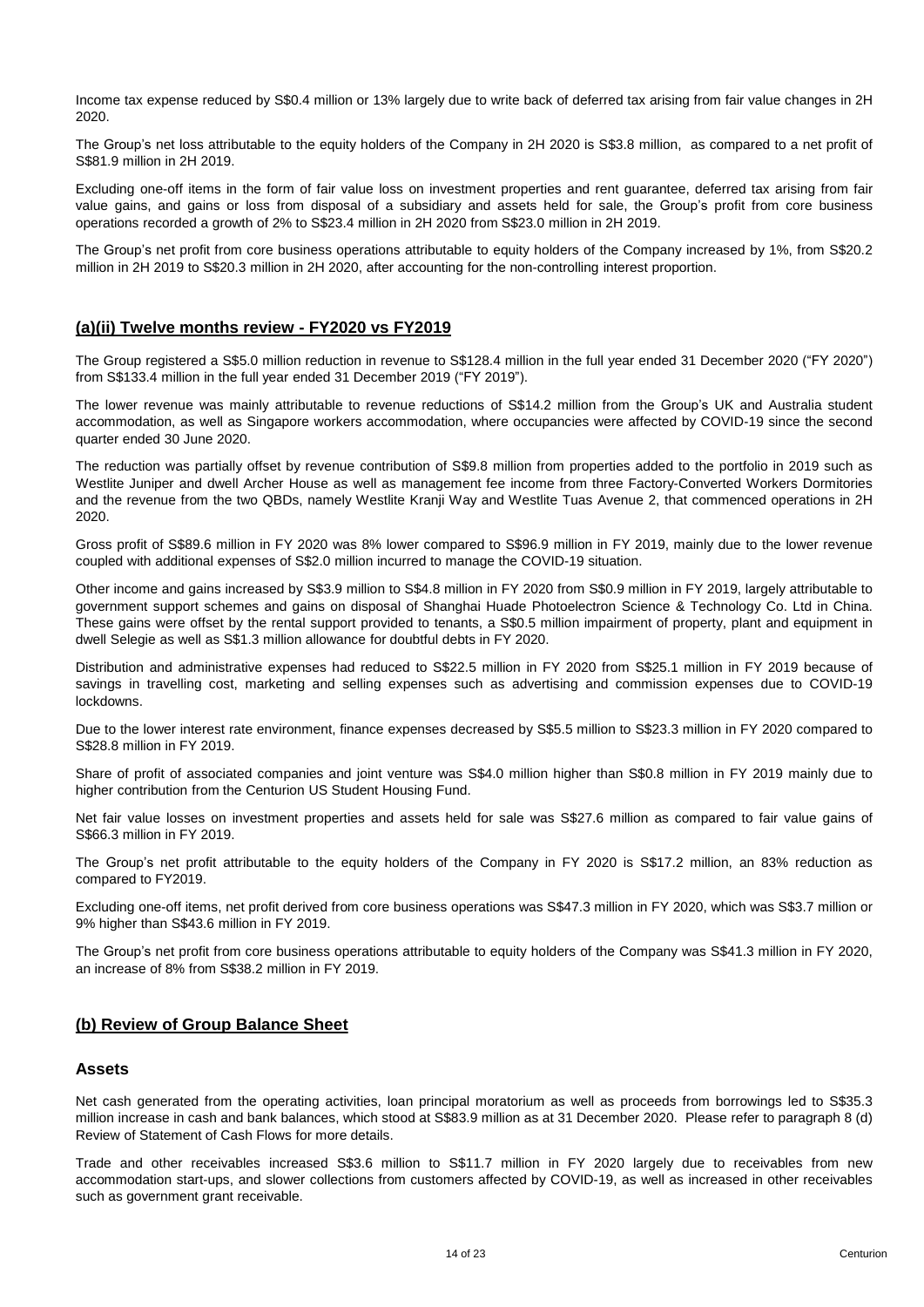Income tax expense reduced by S$0.4 million or 13% largely due to write back of deferred tax arising from fair value changes in 2H 2020.

The Group's net loss attributable to the equity holders of the Company in 2H 2020 is S$3.8 million, as compared to a net profit of S$81.9 million in 2H 2019.

Excluding one-off items in the form of fair value loss on investment properties and rent guarantee, deferred tax arising from fair value gains, and gains or loss from disposal of a subsidiary and assets held for sale, the Group's profit from core business operations recorded a growth of 2% to S$23.4 million in 2H 2020 from S$23.0 million in 2H 2019.

The Group's net profit from core business operations attributable to equity holders of the Company increased by 1%, from S$20.2 million in 2H 2019 to S$20.3 million in 2H 2020, after accounting for the non-controlling interest proportion.

## (a)(ii) Twelve months review - FY2020 vs FY2019

The Group registered a S$5.0 million reduction in revenue to S$128.4 million in the full year ended 31 December 2020 ("FY 2020") from S$133.4 million in the full year ended 31 December 2019 ("FY 2019").

The lower revenue was mainly attributable to revenue reductions of S$14.2 million from the Group's UK and Australia student accommodation, as well as Singapore workers accommodation, where occupancies were affected by COVID-19 since the second quarter ended 30 June 2020.

The reduction was partially offset by revenue contribution of S$9.8 million from properties added to the portfolio in 2019 such as Westlite Juniper and dwell Archer House as well as management fee income from three Factory-Converted Workers Dormitories and the revenue from the two QBDs, namely Westlite Kranji Way and Westlite Tuas Avenue 2, that commenced operations in 2H 2020.

Gross profit of S$89.6 million in FY 2020 was 8% lower compared to S$96.9 million in FY 2019, mainly due to the lower revenue coupled with additional expenses of S$2.0 million incurred to manage the COVID-19 situation.

Other income and gains increased by S$3.9 million to S$4.8 million in FY 2020 from S$0.9 million in FY 2019, largely attributable to government support schemes and gains on disposal of Shanghai Huade Photoelectron Science & Technology Co. Ltd in China. These gains were offset by the rental support provided to tenants, a S$0.5 million impairment of property, plant and equipment in dwell Selegie as well as S$1.3 million allowance for doubtful debts in FY 2020.

Distribution and administrative expenses had reduced to S$22.5 million in FY 2020 from S$25.1 million in FY 2019 because of savings in travelling cost, marketing and selling expenses such as advertising and commission expenses due to COVID-19 lockdowns.

Due to the lower interest rate environment, finance expenses decreased by S$5.5 million to S$23.3 million in FY 2020 compared to S$28.8 million in FY 2019.

Share of profit of associated companies and joint venture was S$4.0 million higher than S$0.8 million in FY 2019 mainly due to higher contribution from the Centurion US Student Housing Fund.

Net fair value losses on investment properties and assets held for sale was S$27.6 million as compared to fair value gains of S$66.3 million in FY 2019.

The Group's net profit attributable to the equity holders of the Company in FY 2020 is S$17.2 million, an 83% reduction as compared to FY2019.

Excluding one-off items, net profit derived from core business operations was S$47.3 million in FY 2020, which was S$3.7 million or 9% higher than S$43.6 million in FY 2019.

The Group's net profit from core business operations attributable to equity holders of the Company was S$41.3 million in FY 2020, an increase of 8% from S$38.2 million in FY 2019.

## (b) Review of Group Balance Sheet

### Assets

Net cash generated from the operating activities, loan principal moratorium as well as proceeds from borrowings led to S$35.3 million increase in cash and bank balances, which stood at S$83.9 million as at 31 December 2020. Please refer to paragraph 8 (d) Review of Statement of Cash Flows for more details.

Trade and other receivables increased S$3.6 million to S$11.7 million in FY 2020 largely due to receivables from new accommodation start-ups, and slower collections from customers affected by COVID-19, as well as increased in other receivables such as government grant receivable.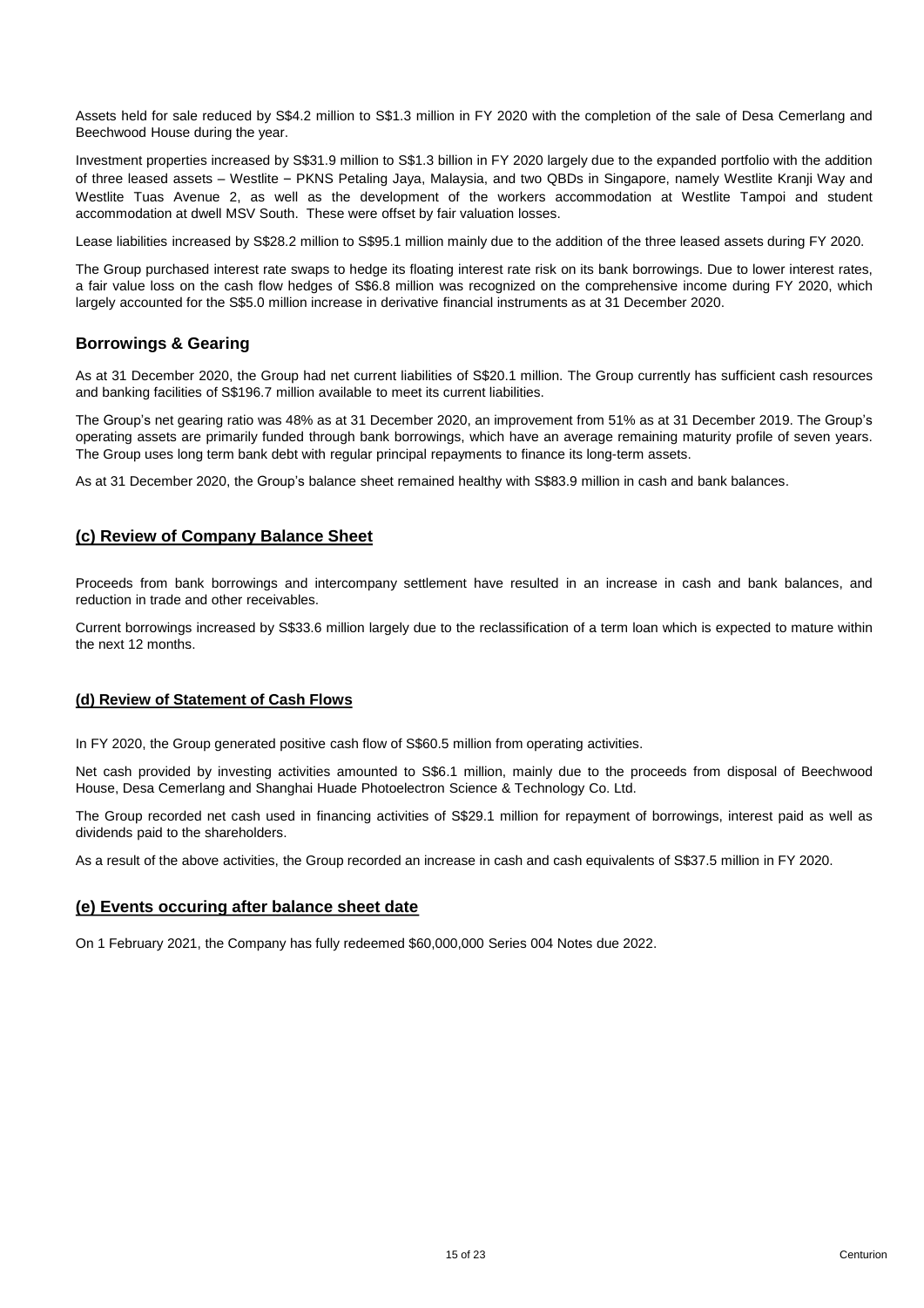Assets held for sale reduced by S$4.2 million to S$1.3 million in FY 2020 with the completion of the sale of Desa Cemerlang and Beechwood House during the year.

Investment properties increased by S$31.9 million to S$1.3 billion in FY 2020 largely due to the expanded portfolio with the addition of three leased assets – Westlite – PKNS Petaling Jaya, Malaysia, and two QBDs in Singapore, namely Westlite Kranji Way and Westlite Tuas Avenue 2, as well as the development of the workers accommodation at Westlite Tampoi and student accommodation at dwell MSV South. These were offset by fair valuation losses.

Lease liabilities increased by S$28.2 million to S$95.1 million mainly due to the addition of the three leased assets during FY 2020.

The Group purchased interest rate swaps to hedge its floating interest rate risk on its bank borrowings. Due to lower interest rates, a fair value loss on the cash flow hedges of S$6.8 million was recognized on the comprehensive income during FY 2020, which largely accounted for the S$5.0 million increase in derivative financial instruments as at 31 December 2020.

## Borrowings & Gearing

As at 31 December 2020, the Group had net current liabilities of S$20.1 million. The Group currently has sufficient cash resources and banking facilities of S$196.7 million available to meet its current liabilities.

The Group's net gearing ratio was 48% as at 31 December 2020, an improvement from 51% as at 31 December 2019. The Group's operating assets are primarily funded through bank borrowings, which have an average remaining maturity profile of seven years. The Group uses long term bank debt with regular principal repayments to finance its long-term assets.

As at 31 December 2020, the Group's balance sheet remained healthy with S$83.9 million in cash and bank balances.

## (c) Review of Company Balance Sheet

Proceeds from bank borrowings and intercompany settlement have resulted in an increase in cash and bank balances, and reduction in trade and other receivables.

Current borrowings increased by S$33.6 million largely due to the reclassification of a term loan which is expected to mature within the next 12 months.

### (d) Review of Statement of Cash Flows

In FY 2020, the Group generated positive cash flow of S$60.5 million from operating activities.

Net cash provided by investing activities amounted to S$6.1 million, mainly due to the proceeds from disposal of Beechwood House, Desa Cemerlang and Shanghai Huade Photoelectron Science & Technology Co. Ltd.

The Group recorded net cash used in financing activities of S$29.1 million for repayment of borrowings, interest paid as well as dividends paid to the shareholders.

As a result of the above activities, the Group recorded an increase in cash and cash equivalents of S$37.5 million in FY 2020.

## (e) Events occuring after balance sheet date

On 1 February 2021, the Company has fully redeemed $60,000,000 Series 004 Notes due 2022.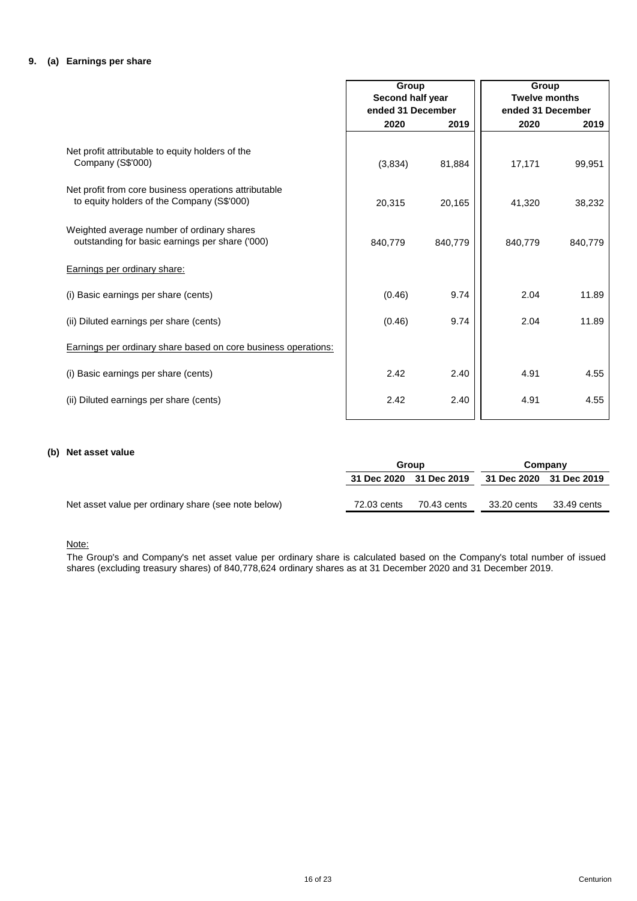## 9. (a) Earnings per share

| | Group Second half year ended 31 December | | Group Twelve months ended 31 December | |
|---|---|---|---|---|
| | 2020 | 2019 | 2020 | 2019 |
| Net profit attributable to equity holders of the Company (S$'000) | (3,834) | 81,884 | 17,171 | 99,951 |
| Net profit from core business operations attributable to equity holders of the Company (S$'000) | 20,315 | 20,165 | 41,320 | 38,232 |
| Weighted average number of ordinary shares outstanding for basic earnings per share ('000) | 840,779 | 840,779 | 840,779 | 840,779 |
| Earnings per ordinary share: | | | | |
| (i) Basic earnings per share (cents) | (0.46) | 9.74 | 2.04 | 11.89 |
| (ii) Diluted earnings per share (cents) | (0.46) | 9.74 | 2.04 | 11.89 |
| Earnings per ordinary share based on core business operations: | | | | |
| (i) Basic earnings per share (cents) | 2.42 | 2.40 | 4.91 | 4.55 |
| (ii) Diluted earnings per share (cents) | 2.42 | 2.40 | 4.91 | 4.55 |

### (b) Net asset value

| | Group | | Company | |
|---|---|---|---|---|
| | 31 Dec 2020 | 31 Dec 2019 | 31 Dec 2020 | 31 Dec 2019 |
| Net asset value per ordinary share (see note below) | 72.03 cents | 70.43 cents | 33.20 cents | 33.49 cents |

Note:

The Group's and Company's net asset value per ordinary share is calculated based on the Company's total number of issued shares (excluding treasury shares) of 840,778,624 ordinary shares as at 31 December 2020 and 31 December 2019.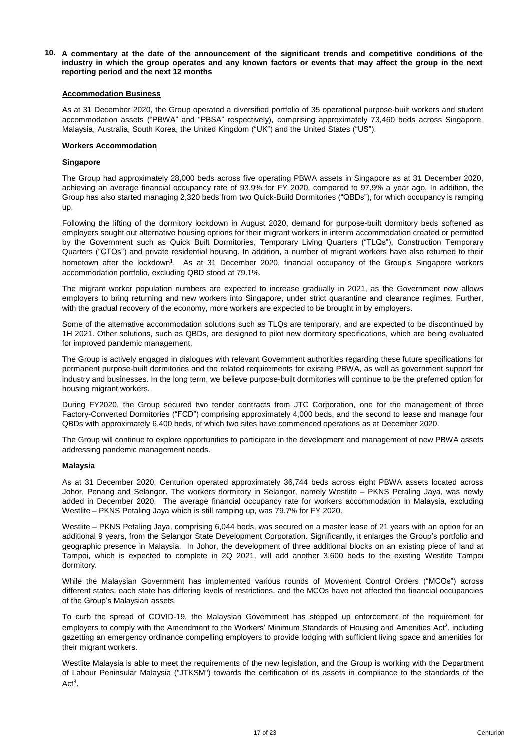## 10. A commentary at the date of the announcement of the significant trends and competitive conditions of the industry in which the group operates and any known factors or events that may affect the group in the next reporting period and the next 12 months

**Accommodation Business**

As at 31 December 2020, the Group operated a diversified portfolio of 35 operational purpose-built workers and student accommodation assets ("PBWA" and "PBSA" respectively), comprising approximately 73,460 beds across Singapore, Malaysia, Australia, South Korea, the United Kingdom ("UK") and the United States ("US").

**Workers Accommodation**

**Singapore**

The Group had approximately 28,000 beds across five operating PBWA assets in Singapore as at 31 December 2020, achieving an average financial occupancy rate of 93.9% for FY 2020, compared to 97.9% a year ago. In addition, the Group has also started managing 2,320 beds from two Quick-Build Dormitories ("QBDs"), for which occupancy is ramping up.

Following the lifting of the dormitory lockdown in August 2020, demand for purpose-built dormitory beds softened as employers sought out alternative housing options for their migrant workers in interim accommodation created or permitted by the Government such as Quick Built Dormitories, Temporary Living Quarters ("TLQs"), Construction Temporary Quarters ("CTQs") and private residential housing. In addition, a number of migrant workers have also returned to their hometown after the lockdown[1]. As at 31 December 2020, financial occupancy of the Group's Singapore workers accommodation portfolio, excluding QBD stood at 79.1%.

The migrant worker population numbers are expected to increase gradually in 2021, as the Government now allows employers to bring returning and new workers into Singapore, under strict quarantine and clearance regimes. Further, with the gradual recovery of the economy, more workers are expected to be brought in by employers.

Some of the alternative accommodation solutions such as TLQs are temporary, and are expected to be discontinued by 1H 2021. Other solutions, such as QBDs, are designed to pilot new dormitory specifications, which are being evaluated for improved pandemic management.

The Group is actively engaged in dialogues with relevant Government authorities regarding these future specifications for permanent purpose-built dormitories and the related requirements for existing PBWA, as well as government support for industry and businesses. In the long term, we believe purpose-built dormitories will continue to be the preferred option for housing migrant workers.

During FY2020, the Group secured two tender contracts from JTC Corporation, one for the management of three Factory-Converted Dormitories ("FCD") comprising approximately 4,000 beds, and the second to lease and manage four QBDs with approximately 6,400 beds, of which two sites have commenced operations as at December 2020.

The Group will continue to explore opportunities to participate in the development and management of new PBWA assets addressing pandemic management needs.

**Malaysia**

As at 31 December 2020, Centurion operated approximately 36,744 beds across eight PBWA assets located across Johor, Penang and Selangor. The workers dormitory in Selangor, namely Westlite – PKNS Petaling Jaya, was newly added in December 2020. The average financial occupancy rate for workers accommodation in Malaysia, excluding Westlite – PKNS Petaling Jaya which is still ramping up, was 79.7% for FY 2020.

Westlite – PKNS Petaling Jaya, comprising 6,044 beds, was secured on a master lease of 21 years with an option for an additional 9 years, from the Selangor State Development Corporation. Significantly, it enlarges the Group's portfolio and geographic presence in Malaysia. In Johor, the development of three additional blocks on an existing piece of land at Tampoi, which is expected to complete in 2Q 2021, will add another 3,600 beds to the existing Westlite Tampoi dormitory.

While the Malaysian Government has implemented various rounds of Movement Control Orders ("MCOs") across different states, each state has differing levels of restrictions, and the MCOs have not affected the financial occupancies of the Group's Malaysian assets.

To curb the spread of COVID-19, the Malaysian Government has stepped up enforcement of the requirement for employers to comply with the Amendment to the Workers' Minimum Standards of Housing and Amenities Act[2], including gazetting an emergency ordinance compelling employers to provide lodging with sufficient living space and amenities for their migrant workers.

Westlite Malaysia is able to meet the requirements of the new legislation, and the Group is working with the Department of Labour Peninsular Malaysia ("JTKSM") towards the certification of its assets in compliance to the standards of the Act[3].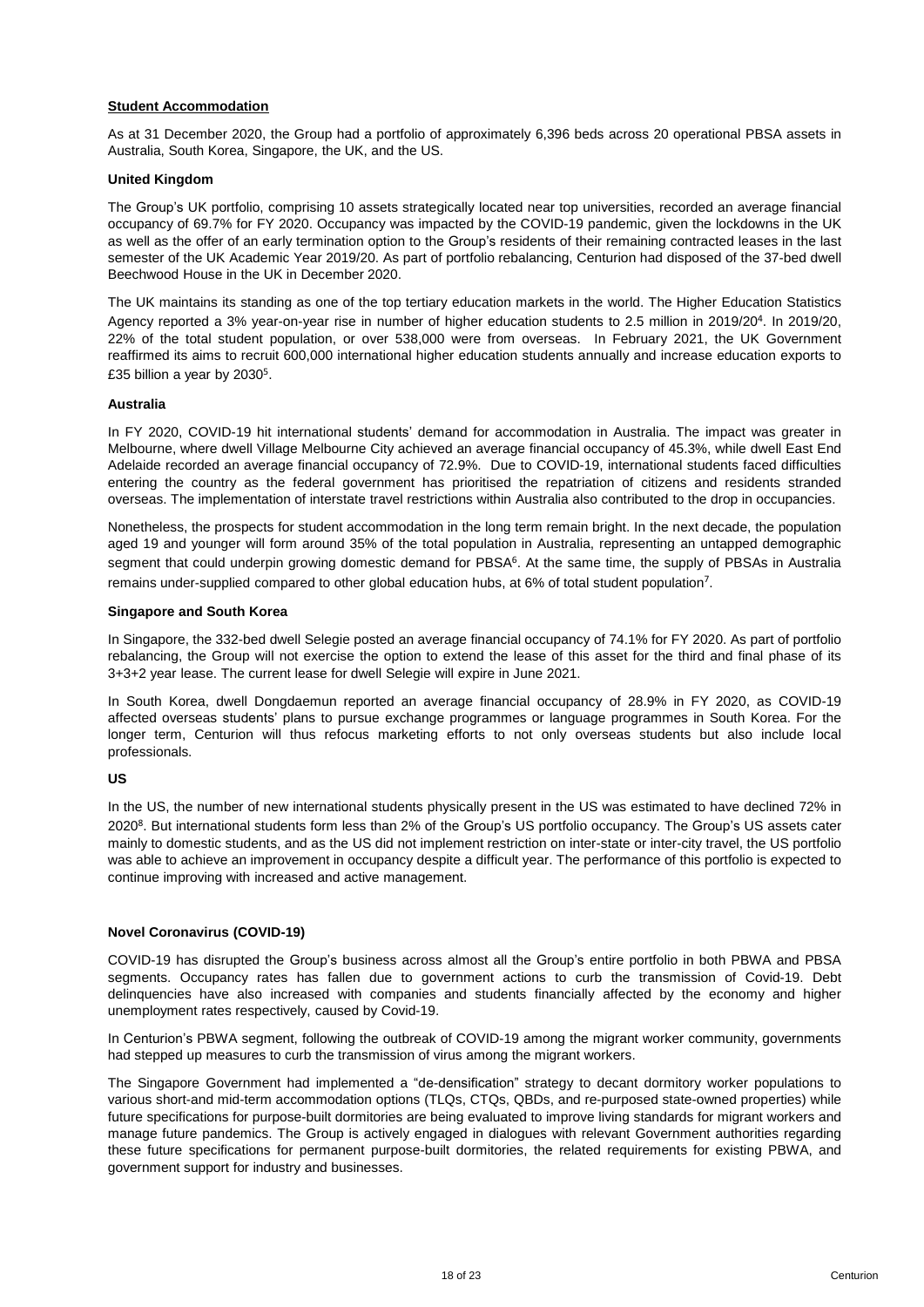## Student Accommodation

As at 31 December 2020, the Group had a portfolio of approximately 6,396 beds across 20 operational PBSA assets in Australia, South Korea, Singapore, the UK, and the US.

### United Kingdom

The Group's UK portfolio, comprising 10 assets strategically located near top universities, recorded an average financial occupancy of 69.7% for FY 2020. Occupancy was impacted by the COVID-19 pandemic, given the lockdowns in the UK as well as the offer of an early termination option to the Group's residents of their remaining contracted leases in the last semester of the UK Academic Year 2019/20. As part of portfolio rebalancing, Centurion had disposed of the 37-bed dwell Beechwood House in the UK in December 2020.

The UK maintains its standing as one of the top tertiary education markets in the world. The Higher Education Statistics Agency reported a 3% year-on-year rise in number of higher education students to 2.5 million in 2019/20[4]. In 2019/20, 22% of the total student population, or over 538,000 were from overseas. In February 2021, the UK Government reaffirmed its aims to recruit 600,000 international higher education students annually and increase education exports to £35 billion a year by 2030[5].

### Australia

In FY 2020, COVID-19 hit international students' demand for accommodation in Australia. The impact was greater in Melbourne, where dwell Village Melbourne City achieved an average financial occupancy of 45.3%, while dwell East End Adelaide recorded an average financial occupancy of 72.9%. Due to COVID-19, international students faced difficulties entering the country as the federal government has prioritised the repatriation of citizens and residents stranded overseas. The implementation of interstate travel restrictions within Australia also contributed to the drop in occupancies.

Nonetheless, the prospects for student accommodation in the long term remain bright. In the next decade, the population aged 19 and younger will form around 35% of the total population in Australia, representing an untapped demographic segment that could underpin growing domestic demand for PBSA[6]. At the same time, the supply of PBSAs in Australia remains under-supplied compared to other global education hubs, at 6% of total student population[7].

### Singapore and South Korea

In Singapore, the 332-bed dwell Selegie posted an average financial occupancy of 74.1% for FY 2020. As part of portfolio rebalancing, the Group will not exercise the option to extend the lease of this asset for the third and final phase of its 3+3+2 year lease. The current lease for dwell Selegie will expire in June 2021.

In South Korea, dwell Dongdaemun reported an average financial occupancy of 28.9% in FY 2020, as COVID-19 affected overseas students' plans to pursue exchange programmes or language programmes in South Korea. For the longer term, Centurion will thus refocus marketing efforts to not only overseas students but also include local professionals.

### US

In the US, the number of new international students physically present in the US was estimated to have declined 72% in 2020[8]. But international students form less than 2% of the Group's US portfolio occupancy. The Group's US assets cater mainly to domestic students, and as the US did not implement restriction on inter-state or inter-city travel, the US portfolio was able to achieve an improvement in occupancy despite a difficult year. The performance of this portfolio is expected to continue improving with increased and active management.

## Novel Coronavirus (COVID-19)

COVID-19 has disrupted the Group's business across almost all the Group's entire portfolio in both PBWA and PBSA segments. Occupancy rates has fallen due to government actions to curb the transmission of Covid-19. Debt delinquencies have also increased with companies and students financially affected by the economy and higher unemployment rates respectively, caused by Covid-19.

In Centurion's PBWA segment, following the outbreak of COVID-19 among the migrant worker community, governments had stepped up measures to curb the transmission of virus among the migrant workers.

The Singapore Government had implemented a "de-densification" strategy to decant dormitory worker populations to various short-and mid-term accommodation options (TLQs, CTQs, QBDs, and re-purposed state-owned properties) while future specifications for purpose-built dormitories are being evaluated to improve living standards for migrant workers and manage future pandemics. The Group is actively engaged in dialogues with relevant Government authorities regarding these future specifications for permanent purpose-built dormitories, the related requirements for existing PBWA, and government support for industry and businesses.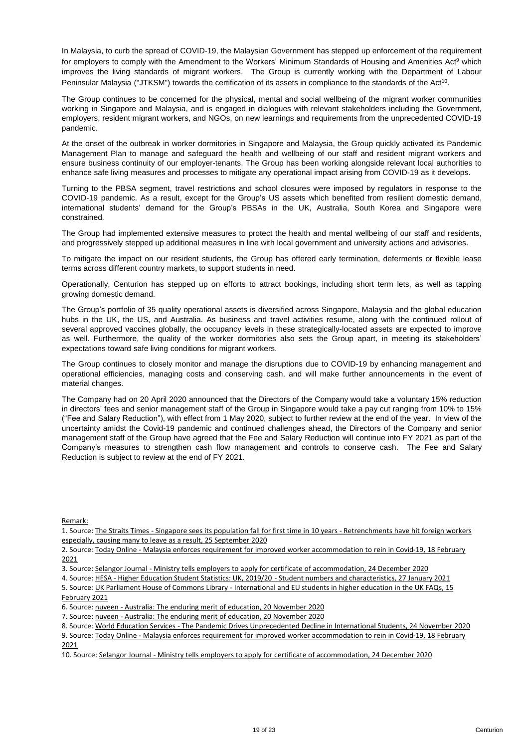In Malaysia, to curb the spread of COVID-19, the Malaysian Government has stepped up enforcement of the requirement for employers to comply with the Amendment to the Workers' Minimum Standards of Housing and Amenities Act[9] which improves the living standards of migrant workers. The Group is currently working with the Department of Labour Peninsular Malaysia ("JTKSM") towards the certification of its assets in compliance to the standards of the Act[10].

The Group continues to be concerned for the physical, mental and social wellbeing of the migrant worker communities working in Singapore and Malaysia, and is engaged in dialogues with relevant stakeholders including the Government, employers, resident migrant workers, and NGOs, on new learnings and requirements from the unprecedented COVID-19 pandemic.

At the onset of the outbreak in worker dormitories in Singapore and Malaysia, the Group quickly activated its Pandemic Management Plan to manage and safeguard the health and wellbeing of our staff and resident migrant workers and ensure business continuity of our employer-tenants. The Group has been working alongside relevant local authorities to enhance safe living measures and processes to mitigate any operational impact arising from COVID-19 as it develops.

Turning to the PBSA segment, travel restrictions and school closures were imposed by regulators in response to the COVID-19 pandemic. As a result, except for the Group's US assets which benefited from resilient domestic demand, international students' demand for the Group's PBSAs in the UK, Australia, South Korea and Singapore were constrained.

The Group had implemented extensive measures to protect the health and mental wellbeing of our staff and residents, and progressively stepped up additional measures in line with local government and university actions and advisories.

To mitigate the impact on our resident students, the Group has offered early termination, deferments or flexible lease terms across different country markets, to support students in need.

Operationally, Centurion has stepped up on efforts to attract bookings, including short term lets, as well as tapping growing domestic demand.

The Group's portfolio of 35 quality operational assets is diversified across Singapore, Malaysia and the global education hubs in the UK, the US, and Australia. As business and travel activities resume, along with the continued rollout of several approved vaccines globally, the occupancy levels in these strategically-located assets are expected to improve as well. Furthermore, the quality of the worker dormitories also sets the Group apart, in meeting its stakeholders' expectations toward safe living conditions for migrant workers.

The Group continues to closely monitor and manage the disruptions due to COVID-19 by enhancing management and operational efficiencies, managing costs and conserving cash, and will make further announcements in the event of material changes.

The Company had on 20 April 2020 announced that the Directors of the Company would take a voluntary 15% reduction in directors' fees and senior management staff of the Group in Singapore would take a pay cut ranging from 10% to 15% ("Fee and Salary Reduction"), with effect from 1 May 2020, subject to further review at the end of the year. In view of the uncertainty amidst the Covid-19 pandemic and continued challenges ahead, the Directors of the Company and senior management staff of the Group have agreed that the Fee and Salary Reduction will continue into FY 2021 as part of the Company's measures to strengthen cash flow management and controls to conserve cash. The Fee and Salary Reduction is subject to review at the end of FY 2021.

Remark:

1. Source: The Straits Times - Singapore sees its population fall for first time in 10 years - Retrenchments have hit foreign workers especially, causing many to leave as a result, 25 September 2020
2. Source: Today Online - Malaysia enforces requirement for improved worker accommodation to rein in Covid-19, 18 February 2021
3. Source: Selangor Journal - Ministry tells employers to apply for certificate of accommodation, 24 December 2020
4. Source: HESA - Higher Education Student Statistics: UK, 2019/20 - Student numbers and characteristics, 27 January 2021
5. Source: UK Parliament House of Commons Library - International and EU students in higher education in the UK FAQs, 15 February 2021
6. Source: nuveen - Australia: The enduring merit of education, 20 November 2020
7. Source: nuveen - Australia: The enduring merit of education, 20 November 2020
8. Source: World Education Services - The Pandemic Drives Unprecedented Decline in International Students, 24 November 2020
9. Source: Today Online - Malaysia enforces requirement for improved worker accommodation to rein in Covid-19, 18 February 2021
10. Source: Selangor Journal - Ministry tells employers to apply for certificate of accommodation, 24 December 2020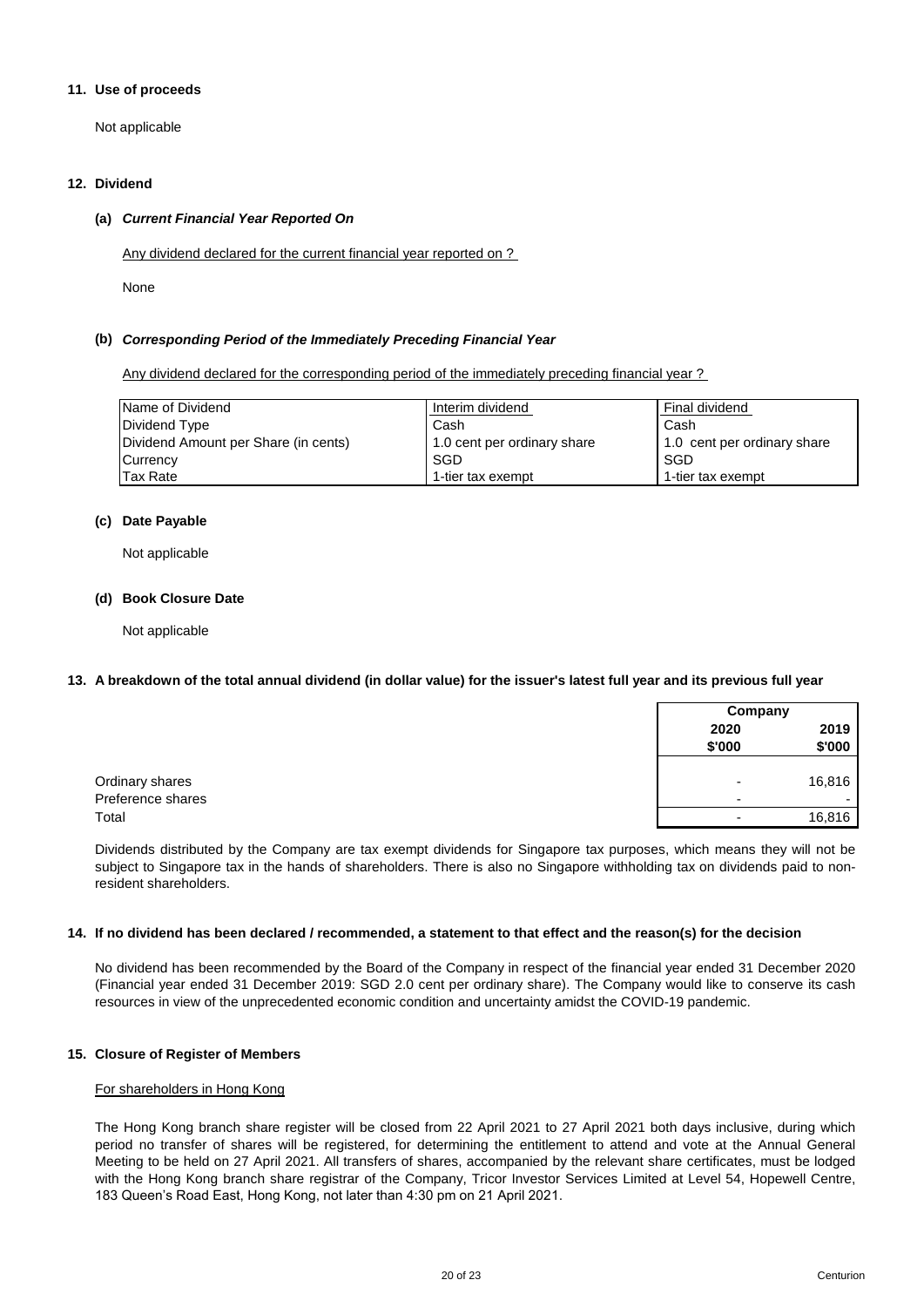**11. Use of proceeds**

Not applicable

**12. Dividend**

**(a)** ***Current Financial Year Reported On***

Any dividend declared for the current financial year reported on ?

None

**(b)** ***Corresponding Period of the Immediately Preceding Financial Year***

Any dividend declared for the corresponding period of the immediately preceding financial year ?

| Name of Dividend | Interim dividend | Final dividend |
|---|---|---|
| Dividend Type | Cash | Cash |
| Dividend Amount per Share (in cents) | 1.0 cent per ordinary share | 1.0 cent per ordinary share |
| Currency | SGD | SGD |
| Tax Rate | 1-tier tax exempt | 1-tier tax exempt |

**(c) Date Payable**

Not applicable

**(d) Book Closure Date**

Not applicable

**13. A breakdown of the total annual dividend (in dollar value) for the issuer's latest full year and its previous full year**

| | Company | |
|---|---|---|
| | 2020 | 2019 |
| | $'000 | $'000 |
| Ordinary shares | - | 16,816 |
| Preference shares | - | - |
| Total | - | 16,816 |

Dividends distributed by the Company are tax exempt dividends for Singapore tax purposes, which means they will not be subject to Singapore tax in the hands of shareholders. There is also no Singapore withholding tax on dividends paid to non-resident shareholders.

**14. If no dividend has been declared / recommended, a statement to that effect and the reason(s) for the decision**

No dividend has been recommended by the Board of the Company in respect of the financial year ended 31 December 2020 (Financial year ended 31 December 2019: SGD 2.0 cent per ordinary share). The Company would like to conserve its cash resources in view of the unprecedented economic condition and uncertainty amidst the COVID-19 pandemic.

**15. Closure of Register of Members**

For shareholders in Hong Kong

The Hong Kong branch share register will be closed from 22 April 2021 to 27 April 2021 both days inclusive, during which period no transfer of shares will be registered, for determining the entitlement to attend and vote at the Annual General Meeting to be held on 27 April 2021. All transfers of shares, accompanied by the relevant share certificates, must be lodged with the Hong Kong branch share registrar of the Company, Tricor Investor Services Limited at Level 54, Hopewell Centre, 183 Queen's Road East, Hong Kong, not later than 4:30 pm on 21 April 2021.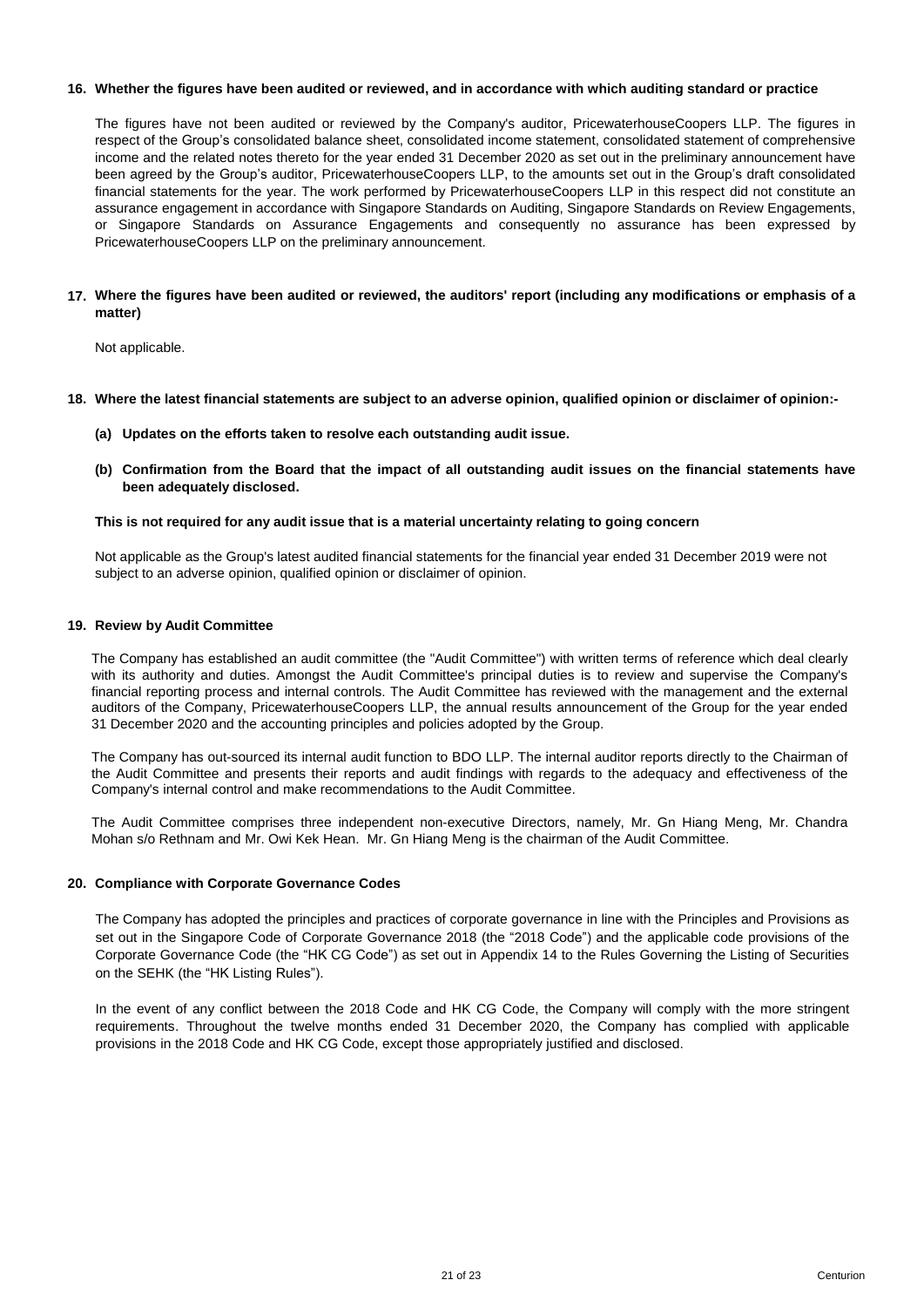### 16. Whether the figures have been audited or reviewed, and in accordance with which auditing standard or practice

The figures have not been audited or reviewed by the Company's auditor, PricewaterhouseCoopers LLP. The figures in respect of the Group's consolidated balance sheet, consolidated income statement, consolidated statement of comprehensive income and the related notes thereto for the year ended 31 December 2020 as set out in the preliminary announcement have been agreed by the Group's auditor, PricewaterhouseCoopers LLP, to the amounts set out in the Group's draft consolidated financial statements for the year. The work performed by PricewaterhouseCoopers LLP in this respect did not constitute an assurance engagement in accordance with Singapore Standards on Auditing, Singapore Standards on Review Engagements, or Singapore Standards on Assurance Engagements and consequently no assurance has been expressed by PricewaterhouseCoopers LLP on the preliminary announcement.

### 17. Where the figures have been audited or reviewed, the auditors' report (including any modifications or emphasis of a matter)

Not applicable.

### 18. Where the latest financial statements are subject to an adverse opinion, qualified opinion or disclaimer of opinion:-

**(a) Updates on the efforts taken to resolve each outstanding audit issue.**

**(b) Confirmation from the Board that the impact of all outstanding audit issues on the financial statements have been adequately disclosed.**

**This is not required for any audit issue that is a material uncertainty relating to going concern**

Not applicable as the Group's latest audited financial statements for the financial year ended 31 December 2019 were not subject to an adverse opinion, qualified opinion or disclaimer of opinion.

### 19. Review by Audit Committee

The Company has established an audit committee (the "Audit Committee") with written terms of reference which deal clearly with its authority and duties. Amongst the Audit Committee's principal duties is to review and supervise the Company's financial reporting process and internal controls. The Audit Committee has reviewed with the management and the external auditors of the Company, PricewaterhouseCoopers LLP, the annual results announcement of the Group for the year ended 31 December 2020 and the accounting principles and policies adopted by the Group.

The Company has out-sourced its internal audit function to BDO LLP. The internal auditor reports directly to the Chairman of the Audit Committee and presents their reports and audit findings with regards to the adequacy and effectiveness of the Company's internal control and make recommendations to the Audit Committee.

The Audit Committee comprises three independent non-executive Directors, namely, Mr. Gn Hiang Meng, Mr. Chandra Mohan s/o Rethnam and Mr. Owi Kek Hean. Mr. Gn Hiang Meng is the chairman of the Audit Committee.

### 20. Compliance with Corporate Governance Codes

The Company has adopted the principles and practices of corporate governance in line with the Principles and Provisions as set out in the Singapore Code of Corporate Governance 2018 (the "2018 Code") and the applicable code provisions of the Corporate Governance Code (the "HK CG Code") as set out in Appendix 14 to the Rules Governing the Listing of Securities on the SEHK (the "HK Listing Rules").

In the event of any conflict between the 2018 Code and HK CG Code, the Company will comply with the more stringent requirements. Throughout the twelve months ended 31 December 2020, the Company has complied with applicable provisions in the 2018 Code and HK CG Code, except those appropriately justified and disclosed.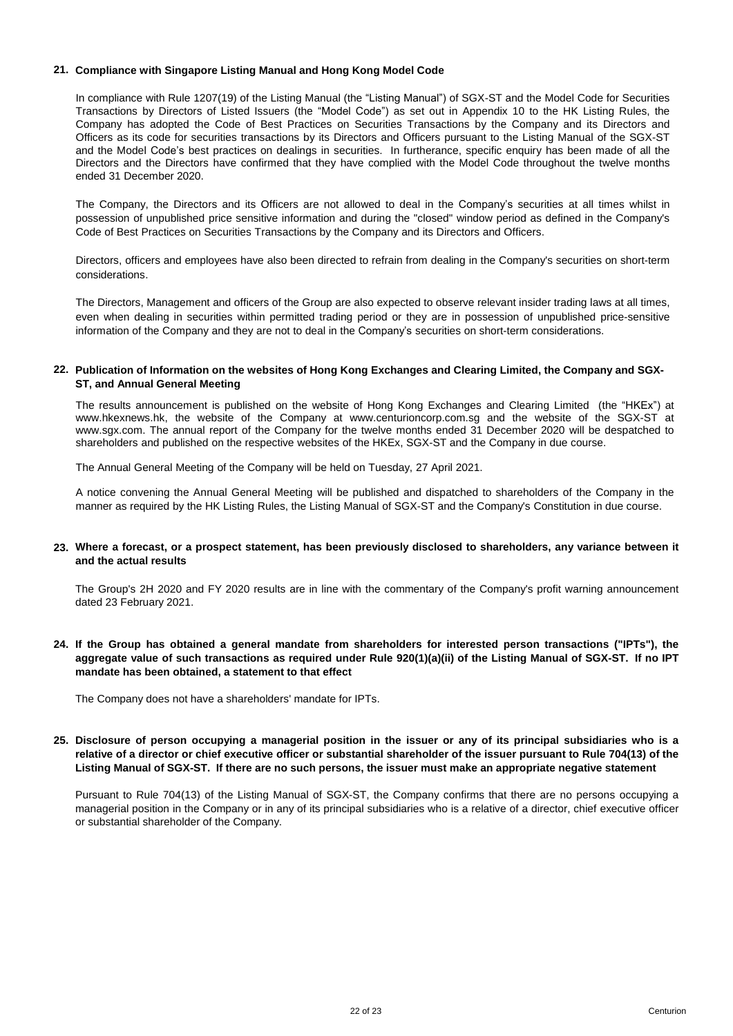**21. Compliance with Singapore Listing Manual and Hong Kong Model Code**

In compliance with Rule 1207(19) of the Listing Manual (the "Listing Manual") of SGX-ST and the Model Code for Securities Transactions by Directors of Listed Issuers (the "Model Code") as set out in Appendix 10 to the HK Listing Rules, the Company has adopted the Code of Best Practices on Securities Transactions by the Company and its Directors and Officers as its code for securities transactions by its Directors and Officers pursuant to the Listing Manual of the SGX-ST and the Model Code's best practices on dealings in securities. In furtherance, specific enquiry has been made of all the Directors and the Directors have confirmed that they have complied with the Model Code throughout the twelve months ended 31 December 2020.

The Company, the Directors and its Officers are not allowed to deal in the Company's securities at all times whilst in possession of unpublished price sensitive information and during the "closed" window period as defined in the Company's Code of Best Practices on Securities Transactions by the Company and its Directors and Officers.

Directors, officers and employees have also been directed to refrain from dealing in the Company's securities on short-term considerations.

The Directors, Management and officers of the Group are also expected to observe relevant insider trading laws at all times, even when dealing in securities within permitted trading period or they are in possession of unpublished price-sensitive information of the Company and they are not to deal in the Company's securities on short-term considerations.

**22. Publication of Information on the websites of Hong Kong Exchanges and Clearing Limited, the Company and SGX-ST, and Annual General Meeting**

The results announcement is published on the website of Hong Kong Exchanges and Clearing Limited (the "HKEx") at www.hkexnews.hk, the website of the Company at www.centurioncorp.com.sg and the website of the SGX-ST at www.sgx.com. The annual report of the Company for the twelve months ended 31 December 2020 will be despatched to shareholders and published on the respective websites of the HKEx, SGX-ST and the Company in due course.

The Annual General Meeting of the Company will be held on Tuesday, 27 April 2021.

A notice convening the Annual General Meeting will be published and dispatched to shareholders of the Company in the manner as required by the HK Listing Rules, the Listing Manual of SGX-ST and the Company's Constitution in due course.

**23. Where a forecast, or a prospect statement, has been previously disclosed to shareholders, any variance between it and the actual results**

The Group's 2H 2020 and FY 2020 results are in line with the commentary of the Company's profit warning announcement dated 23 February 2021.

**24. If the Group has obtained a general mandate from shareholders for interested person transactions ("IPTs"), the aggregate value of such transactions as required under Rule 920(1)(a)(ii) of the Listing Manual of SGX-ST. If no IPT mandate has been obtained, a statement to that effect**

The Company does not have a shareholders' mandate for IPTs.

**25. Disclosure of person occupying a managerial position in the issuer or any of its principal subsidiaries who is a relative of a director or chief executive officer or substantial shareholder of the issuer pursuant to Rule 704(13) of the Listing Manual of SGX-ST. If there are no such persons, the issuer must make an appropriate negative statement**

Pursuant to Rule 704(13) of the Listing Manual of SGX-ST, the Company confirms that there are no persons occupying a managerial position in the Company or in any of its principal subsidiaries who is a relative of a director, chief executive officer or substantial shareholder of the Company.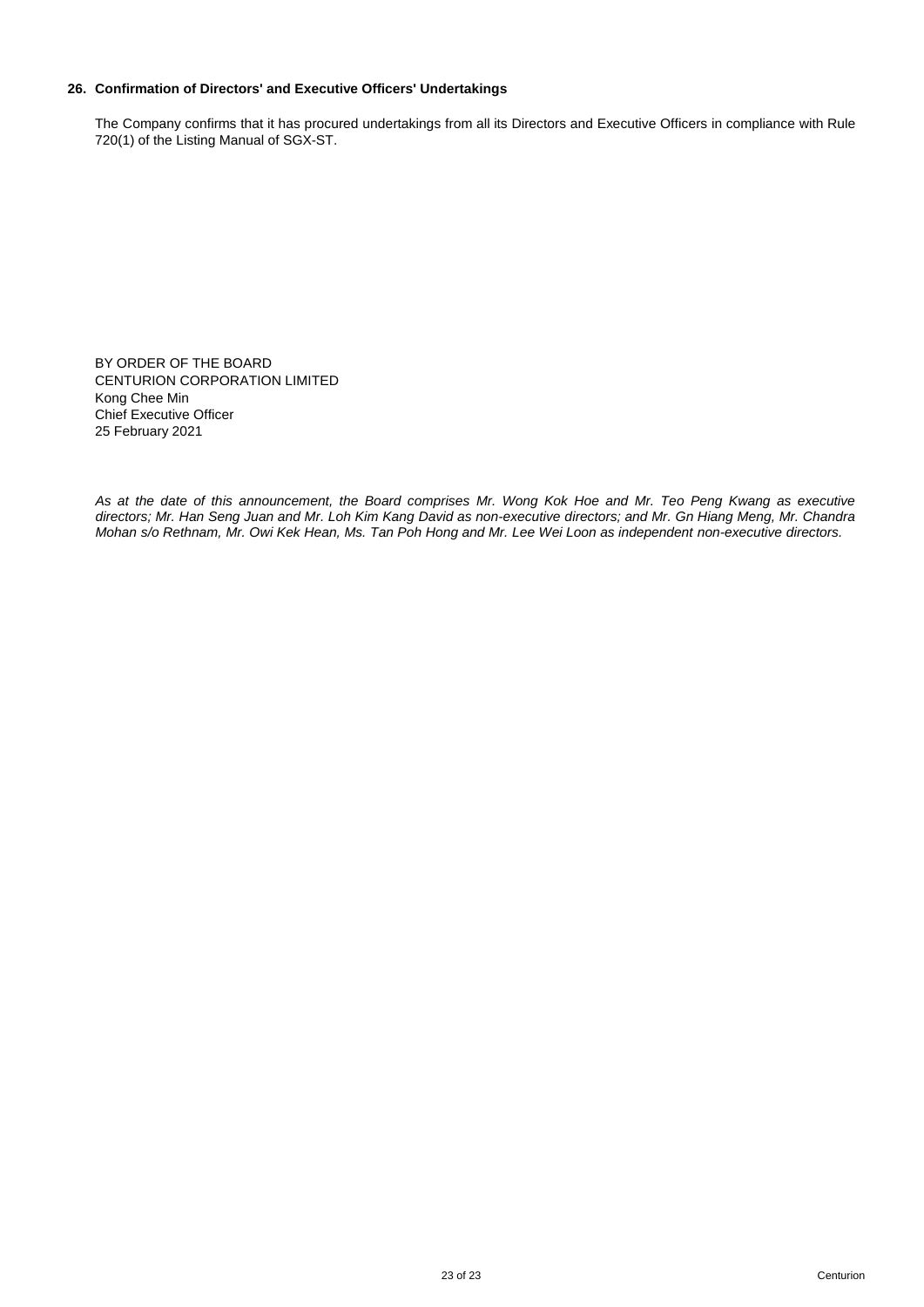**26. Confirmation of Directors' and Executive Officers' Undertakings**

The Company confirms that it has procured undertakings from all its Directors and Executive Officers in compliance with Rule 720(1) of the Listing Manual of SGX-ST.

BY ORDER OF THE BOARD
CENTURION CORPORATION LIMITED
Kong Chee Min
Chief Executive Officer
25 February 2021

*As at the date of this announcement, the Board comprises Mr. Wong Kok Hoe and Mr. Teo Peng Kwang as executive directors; Mr. Han Seng Juan and Mr. Loh Kim Kang David as non-executive directors; and Mr. Gn Hiang Meng, Mr. Chandra Mohan s/o Rethnam, Mr. Owi Kek Hean, Ms. Tan Poh Hong and Mr. Lee Wei Loon as independent non-executive directors.*